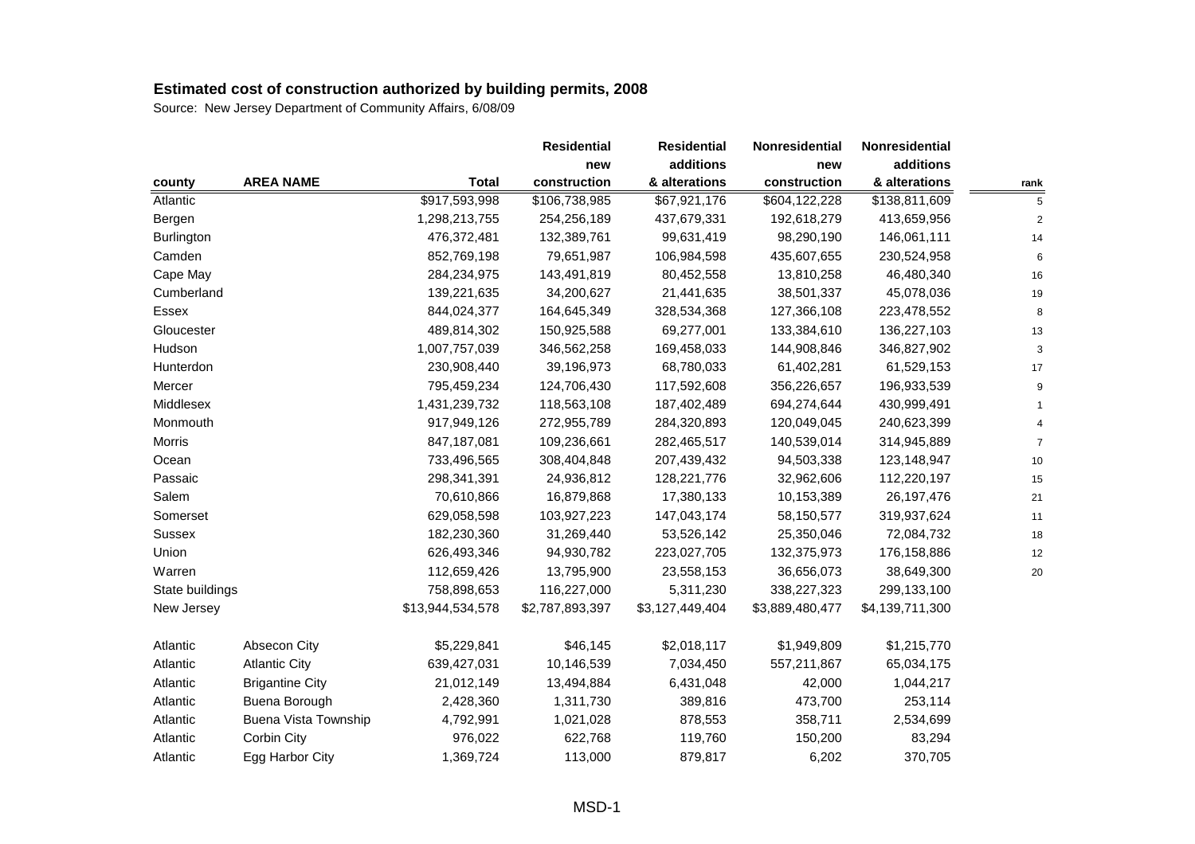**Estimated cost of construction authorized by building permits, 2008**

Source: New Jersey Department of Community Affairs, 6/08/09

| county | AREA NAME | Total | Residential new construction | Residential additions & alterations | Nonresidential new construction | Nonresidential additions & alterations | rank |
|---|---|---|---|---|---|---|---|
| Atlantic | | $917,593,998 | $106,738,985 | $67,921,176 | $604,122,228 | $138,811,609 | 5 |
| Bergen | | 1,298,213,755 | 254,256,189 | 437,679,331 | 192,618,279 | 413,659,956 | 2 |
| Burlington | | 476,372,481 | 132,389,761 | 99,631,419 | 98,290,190 | 146,061,111 | 14 |
| Camden | | 852,769,198 | 79,651,987 | 106,984,598 | 435,607,655 | 230,524,958 | 6 |
| Cape May | | 284,234,975 | 143,491,819 | 80,452,558 | 13,810,258 | 46,480,340 | 16 |
| Cumberland | | 139,221,635 | 34,200,627 | 21,441,635 | 38,501,337 | 45,078,036 | 19 |
| Essex | | 844,024,377 | 164,645,349 | 328,534,368 | 127,366,108 | 223,478,552 | 8 |
| Gloucester | | 489,814,302 | 150,925,588 | 69,277,001 | 133,384,610 | 136,227,103 | 13 |
| Hudson | | 1,007,757,039 | 346,562,258 | 169,458,033 | 144,908,846 | 346,827,902 | 3 |
| Hunterdon | | 230,908,440 | 39,196,973 | 68,780,033 | 61,402,281 | 61,529,153 | 17 |
| Mercer | | 795,459,234 | 124,706,430 | 117,592,608 | 356,226,657 | 196,933,539 | 9 |
| Middlesex | | 1,431,239,732 | 118,563,108 | 187,402,489 | 694,274,644 | 430,999,491 | 1 |
| Monmouth | | 917,949,126 | 272,955,789 | 284,320,893 | 120,049,045 | 240,623,399 | 4 |
| Morris | | 847,187,081 | 109,236,661 | 282,465,517 | 140,539,014 | 314,945,889 | 7 |
| Ocean | | 733,496,565 | 308,404,848 | 207,439,432 | 94,503,338 | 123,148,947 | 10 |
| Passaic | | 298,341,391 | 24,936,812 | 128,221,776 | 32,962,606 | 112,220,197 | 15 |
| Salem | | 70,610,866 | 16,879,868 | 17,380,133 | 10,153,389 | 26,197,476 | 21 |
| Somerset | | 629,058,598 | 103,927,223 | 147,043,174 | 58,150,577 | 319,937,624 | 11 |
| Sussex | | 182,230,360 | 31,269,440 | 53,526,142 | 25,350,046 | 72,084,732 | 18 |
| Union | | 626,493,346 | 94,930,782 | 223,027,705 | 132,375,973 | 176,158,886 | 12 |
| Warren | | 112,659,426 | 13,795,900 | 23,558,153 | 36,656,073 | 38,649,300 | 20 |
| State buildings | | 758,898,653 | 116,227,000 | 5,311,230 | 338,227,323 | 299,133,100 | |
| New Jersey | | $13,944,534,578 | $2,787,893,397 | $3,127,449,404 | $3,889,480,477 | $4,139,711,300 | |
| | | | | | | | |
| Atlantic | Absecon City | $5,229,841 | $46,145 | $2,018,117 | $1,949,809 | $1,215,770 | |
| Atlantic | Atlantic City | 639,427,031 | 10,146,539 | 7,034,450 | 557,211,867 | 65,034,175 | |
| Atlantic | Brigantine City | 21,012,149 | 13,494,884 | 6,431,048 | 42,000 | 1,044,217 | |
| Atlantic | Buena Borough | 2,428,360 | 1,311,730 | 389,816 | 473,700 | 253,114 | |
| Atlantic | Buena Vista Township | 4,792,991 | 1,021,028 | 878,553 | 358,711 | 2,534,699 | |
| Atlantic | Corbin City | 976,022 | 622,768 | 119,760 | 150,200 | 83,294 | |
| Atlantic | Egg Harbor City | 1,369,724 | 113,000 | 879,817 | 6,202 | 370,705 | |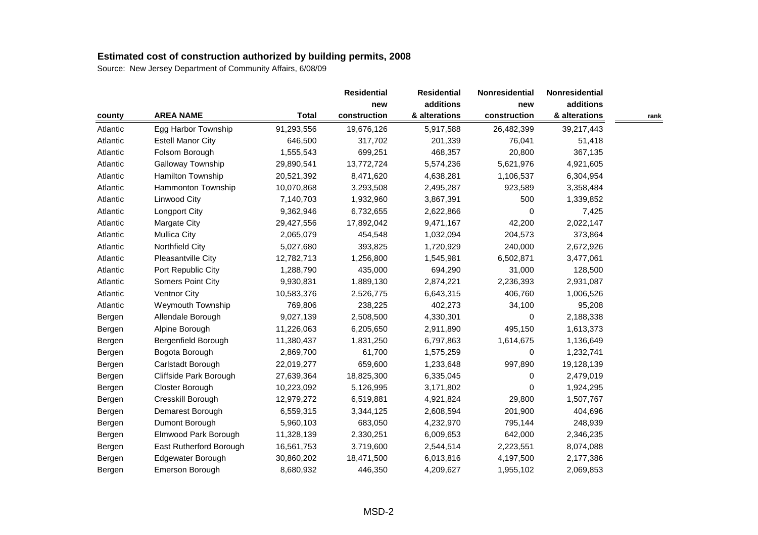## Estimated cost of construction authorized by building permits, 2008

Source: New Jersey Department of Community Affairs, 6/08/09

| county | AREA NAME | Total | Residential new construction | Residential additions & alterations | Nonresidential new construction | Nonresidential additions & alterations | rank |
|---|---|---|---|---|---|---|---|
| Atlantic | Egg Harbor Township | 91,293,556 | 19,676,126 | 5,917,588 | 26,482,399 | 39,217,443 | |
| Atlantic | Estell Manor City | 646,500 | 317,702 | 201,339 | 76,041 | 51,418 | |
| Atlantic | Folsom Borough | 1,555,543 | 699,251 | 468,357 | 20,800 | 367,135 | |
| Atlantic | Galloway Township | 29,890,541 | 13,772,724 | 5,574,236 | 5,621,976 | 4,921,605 | |
| Atlantic | Hamilton Township | 20,521,392 | 8,471,620 | 4,638,281 | 1,106,537 | 6,304,954 | |
| Atlantic | Hammonton Township | 10,070,868 | 3,293,508 | 2,495,287 | 923,589 | 3,358,484 | |
| Atlantic | Linwood City | 7,140,703 | 1,932,960 | 3,867,391 | 500 | 1,339,852 | |
| Atlantic | Longport City | 9,362,946 | 6,732,655 | 2,622,866 | 0 | 7,425 | |
| Atlantic | Margate City | 29,427,556 | 17,892,042 | 9,471,167 | 42,200 | 2,022,147 | |
| Atlantic | Mullica City | 2,065,079 | 454,548 | 1,032,094 | 204,573 | 373,864 | |
| Atlantic | Northfield City | 5,027,680 | 393,825 | 1,720,929 | 240,000 | 2,672,926 | |
| Atlantic | Pleasantville City | 12,782,713 | 1,256,800 | 1,545,981 | 6,502,871 | 3,477,061 | |
| Atlantic | Port Republic City | 1,288,790 | 435,000 | 694,290 | 31,000 | 128,500 | |
| Atlantic | Somers Point City | 9,930,831 | 1,889,130 | 2,874,221 | 2,236,393 | 2,931,087 | |
| Atlantic | Ventnor City | 10,583,376 | 2,526,775 | 6,643,315 | 406,760 | 1,006,526 | |
| Atlantic | Weymouth Township | 769,806 | 238,225 | 402,273 | 34,100 | 95,208 | |
| Bergen | Allendale Borough | 9,027,139 | 2,508,500 | 4,330,301 | 0 | 2,188,338 | |
| Bergen | Alpine Borough | 11,226,063 | 6,205,650 | 2,911,890 | 495,150 | 1,613,373 | |
| Bergen | Bergenfield Borough | 11,380,437 | 1,831,250 | 6,797,863 | 1,614,675 | 1,136,649 | |
| Bergen | Bogota Borough | 2,869,700 | 61,700 | 1,575,259 | 0 | 1,232,741 | |
| Bergen | Carlstadt Borough | 22,019,277 | 659,600 | 1,233,648 | 997,890 | 19,128,139 | |
| Bergen | Cliffside Park Borough | 27,639,364 | 18,825,300 | 6,335,045 | 0 | 2,479,019 | |
| Bergen | Closter Borough | 10,223,092 | 5,126,995 | 3,171,802 | 0 | 1,924,295 | |
| Bergen | Cresskill Borough | 12,979,272 | 6,519,881 | 4,921,824 | 29,800 | 1,507,767 | |
| Bergen | Demarest Borough | 6,559,315 | 3,344,125 | 2,608,594 | 201,900 | 404,696 | |
| Bergen | Dumont Borough | 5,960,103 | 683,050 | 4,232,970 | 795,144 | 248,939 | |
| Bergen | Elmwood Park Borough | 11,328,139 | 2,330,251 | 6,009,653 | 642,000 | 2,346,235 | |
| Bergen | East Rutherford Borough | 16,561,753 | 3,719,600 | 2,544,514 | 2,223,551 | 8,074,088 | |
| Bergen | Edgewater Borough | 30,860,202 | 18,471,500 | 6,013,816 | 4,197,500 | 2,177,386 | |
| Bergen | Emerson Borough | 8,680,932 | 446,350 | 4,209,627 | 1,955,102 | 2,069,853 | |

MSD-2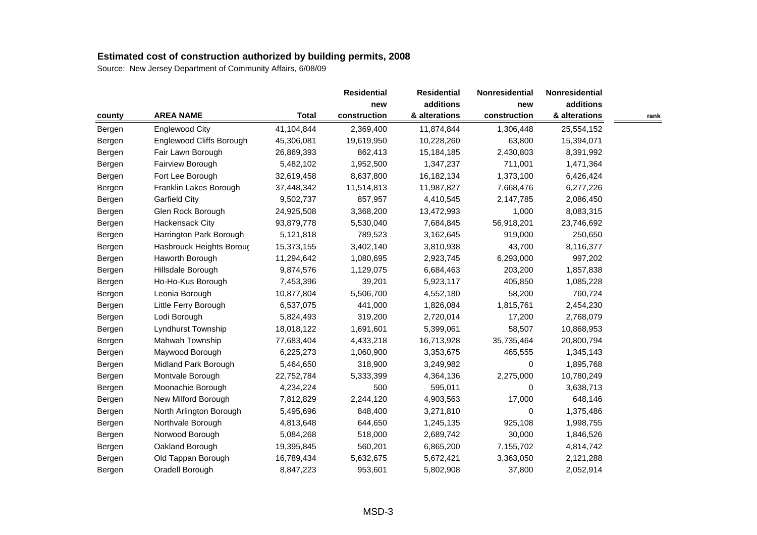**Estimated cost of construction authorized by building permits, 2008**

Source: New Jersey Department of Community Affairs, 6/08/09

| county | AREA NAME | Total | Residential new construction | Residential additions & alterations | Nonresidential new construction | Nonresidential additions & alterations | rank |
|---|---|---|---|---|---|---|---|
| Bergen | Englewood City | 41,104,844 | 2,369,400 | 11,874,844 | 1,306,448 | 25,554,152 | |
| Bergen | Englewood Cliffs Borough | 45,306,081 | 19,619,950 | 10,228,260 | 63,800 | 15,394,071 | |
| Bergen | Fair Lawn Borough | 26,869,393 | 862,413 | 15,184,185 | 2,430,803 | 8,391,992 | |
| Bergen | Fairview Borough | 5,482,102 | 1,952,500 | 1,347,237 | 711,001 | 1,471,364 | |
| Bergen | Fort Lee Borough | 32,619,458 | 8,637,800 | 16,182,134 | 1,373,100 | 6,426,424 | |
| Bergen | Franklin Lakes Borough | 37,448,342 | 11,514,813 | 11,987,827 | 7,668,476 | 6,277,226 | |
| Bergen | Garfield City | 9,502,737 | 857,957 | 4,410,545 | 2,147,785 | 2,086,450 | |
| Bergen | Glen Rock Borough | 24,925,508 | 3,368,200 | 13,472,993 | 1,000 | 8,083,315 | |
| Bergen | Hackensack City | 93,879,778 | 5,530,040 | 7,684,845 | 56,918,201 | 23,746,692 | |
| Bergen | Harrington Park Borough | 5,121,818 | 789,523 | 3,162,645 | 919,000 | 250,650 | |
| Bergen | Hasbrouck Heights Boroug | 15,373,155 | 3,402,140 | 3,810,938 | 43,700 | 8,116,377 | |
| Bergen | Haworth Borough | 11,294,642 | 1,080,695 | 2,923,745 | 6,293,000 | 997,202 | |
| Bergen | Hillsdale Borough | 9,874,576 | 1,129,075 | 6,684,463 | 203,200 | 1,857,838 | |
| Bergen | Ho-Ho-Kus Borough | 7,453,396 | 39,201 | 5,923,117 | 405,850 | 1,085,228 | |
| Bergen | Leonia Borough | 10,877,804 | 5,506,700 | 4,552,180 | 58,200 | 760,724 | |
| Bergen | Little Ferry Borough | 6,537,075 | 441,000 | 1,826,084 | 1,815,761 | 2,454,230 | |
| Bergen | Lodi Borough | 5,824,493 | 319,200 | 2,720,014 | 17,200 | 2,768,079 | |
| Bergen | Lyndhurst Township | 18,018,122 | 1,691,601 | 5,399,061 | 58,507 | 10,868,953 | |
| Bergen | Mahwah Township | 77,683,404 | 4,433,218 | 16,713,928 | 35,735,464 | 20,800,794 | |
| Bergen | Maywood Borough | 6,225,273 | 1,060,900 | 3,353,675 | 465,555 | 1,345,143 | |
| Bergen | Midland Park Borough | 5,464,650 | 318,900 | 3,249,982 | 0 | 1,895,768 | |
| Bergen | Montvale Borough | 22,752,784 | 5,333,399 | 4,364,136 | 2,275,000 | 10,780,249 | |
| Bergen | Moonachie Borough | 4,234,224 | 500 | 595,011 | 0 | 3,638,713 | |
| Bergen | New Milford Borough | 7,812,829 | 2,244,120 | 4,903,563 | 17,000 | 648,146 | |
| Bergen | North Arlington Borough | 5,495,696 | 848,400 | 3,271,810 | 0 | 1,375,486 | |
| Bergen | Northvale Borough | 4,813,648 | 644,650 | 1,245,135 | 925,108 | 1,998,755 | |
| Bergen | Norwood Borough | 5,084,268 | 518,000 | 2,689,742 | 30,000 | 1,846,526 | |
| Bergen | Oakland Borough | 19,395,845 | 560,201 | 6,865,200 | 7,155,702 | 4,814,742 | |
| Bergen | Old Tappan Borough | 16,789,434 | 5,632,675 | 5,672,421 | 3,363,050 | 2,121,288 | |
| Bergen | Oradell Borough | 8,847,223 | 953,601 | 5,802,908 | 37,800 | 2,052,914 | |

MSD-3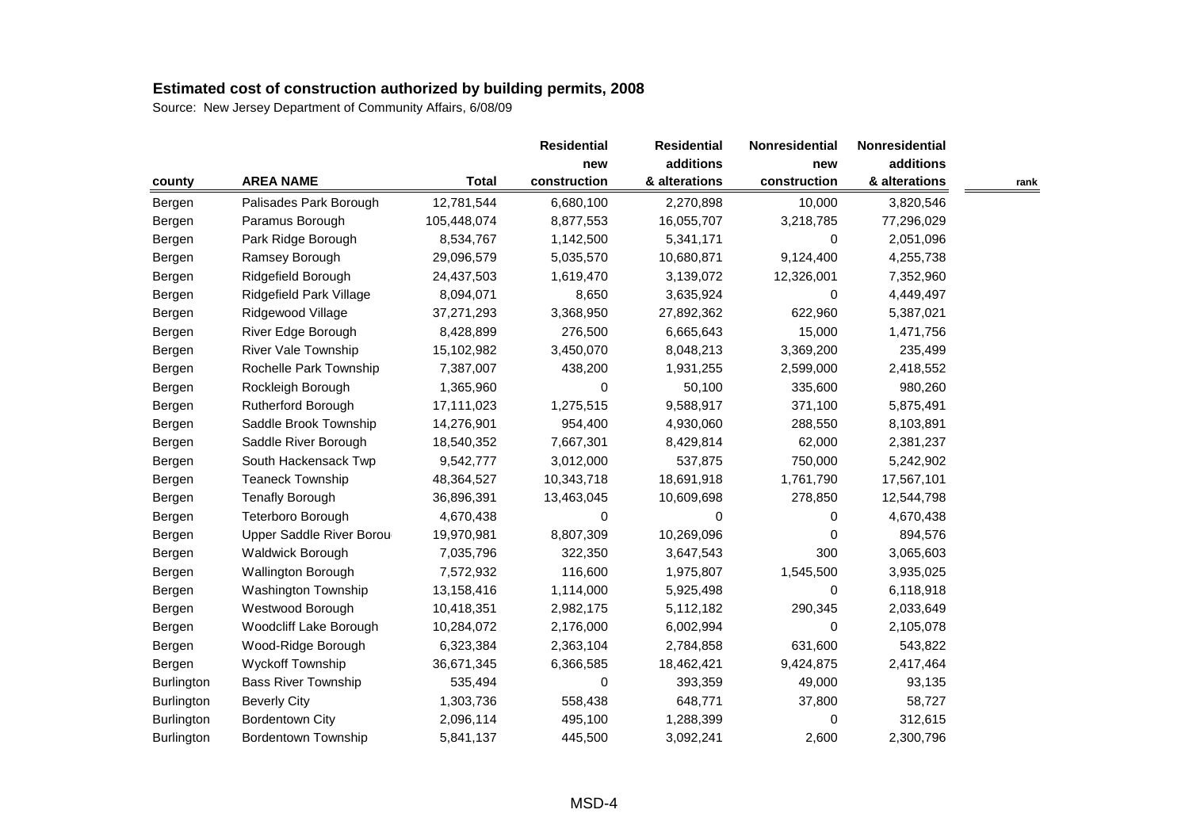# Estimated cost of construction authorized by building permits, 2008

Source: New Jersey Department of Community Affairs, 6/08/09

| county | AREA NAME | Total | Residential new construction | Residential additions & alterations | Nonresidential new construction | Nonresidential additions & alterations | rank |
|---|---|---|---|---|---|---|---|
| Bergen | Palisades Park Borough | 12,781,544 | 6,680,100 | 2,270,898 | 10,000 | 3,820,546 | |
| Bergen | Paramus Borough | 105,448,074 | 8,877,553 | 16,055,707 | 3,218,785 | 77,296,029 | |
| Bergen | Park Ridge Borough | 8,534,767 | 1,142,500 | 5,341,171 | 0 | 2,051,096 | |
| Bergen | Ramsey Borough | 29,096,579 | 5,035,570 | 10,680,871 | 9,124,400 | 4,255,738 | |
| Bergen | Ridgefield Borough | 24,437,503 | 1,619,470 | 3,139,072 | 12,326,001 | 7,352,960 | |
| Bergen | Ridgefield Park Village | 8,094,071 | 8,650 | 3,635,924 | 0 | 4,449,497 | |
| Bergen | Ridgewood Village | 37,271,293 | 3,368,950 | 27,892,362 | 622,960 | 5,387,021 | |
| Bergen | River Edge Borough | 8,428,899 | 276,500 | 6,665,643 | 15,000 | 1,471,756 | |
| Bergen | River Vale Township | 15,102,982 | 3,450,070 | 8,048,213 | 3,369,200 | 235,499 | |
| Bergen | Rochelle Park Township | 7,387,007 | 438,200 | 1,931,255 | 2,599,000 | 2,418,552 | |
| Bergen | Rockleigh Borough | 1,365,960 | 0 | 50,100 | 335,600 | 980,260 | |
| Bergen | Rutherford Borough | 17,111,023 | 1,275,515 | 9,588,917 | 371,100 | 5,875,491 | |
| Bergen | Saddle Brook Township | 14,276,901 | 954,400 | 4,930,060 | 288,550 | 8,103,891 | |
| Bergen | Saddle River Borough | 18,540,352 | 7,667,301 | 8,429,814 | 62,000 | 2,381,237 | |
| Bergen | South Hackensack Twp | 9,542,777 | 3,012,000 | 537,875 | 750,000 | 5,242,902 | |
| Bergen | Teaneck Township | 48,364,527 | 10,343,718 | 18,691,918 | 1,761,790 | 17,567,101 | |
| Bergen | Tenafly Borough | 36,896,391 | 13,463,045 | 10,609,698 | 278,850 | 12,544,798 | |
| Bergen | Teterboro Borough | 4,670,438 | 0 | 0 | 0 | 4,670,438 | |
| Bergen | Upper Saddle River Borou | 19,970,981 | 8,807,309 | 10,269,096 | 0 | 894,576 | |
| Bergen | Waldwick Borough | 7,035,796 | 322,350 | 3,647,543 | 300 | 3,065,603 | |
| Bergen | Wallington Borough | 7,572,932 | 116,600 | 1,975,807 | 1,545,500 | 3,935,025 | |
| Bergen | Washington Township | 13,158,416 | 1,114,000 | 5,925,498 | 0 | 6,118,918 | |
| Bergen | Westwood Borough | 10,418,351 | 2,982,175 | 5,112,182 | 290,345 | 2,033,649 | |
| Bergen | Woodcliff Lake Borough | 10,284,072 | 2,176,000 | 6,002,994 | 0 | 2,105,078 | |
| Bergen | Wood-Ridge Borough | 6,323,384 | 2,363,104 | 2,784,858 | 631,600 | 543,822 | |
| Bergen | Wyckoff Township | 36,671,345 | 6,366,585 | 18,462,421 | 9,424,875 | 2,417,464 | |
| Burlington | Bass River Township | 535,494 | 0 | 393,359 | 49,000 | 93,135 | |
| Burlington | Beverly City | 1,303,736 | 558,438 | 648,771 | 37,800 | 58,727 | |
| Burlington | Bordentown City | 2,096,114 | 495,100 | 1,288,399 | 0 | 312,615 | |
| Burlington | Bordentown Township | 5,841,137 | 445,500 | 3,092,241 | 2,600 | 2,300,796 | |

MSD-4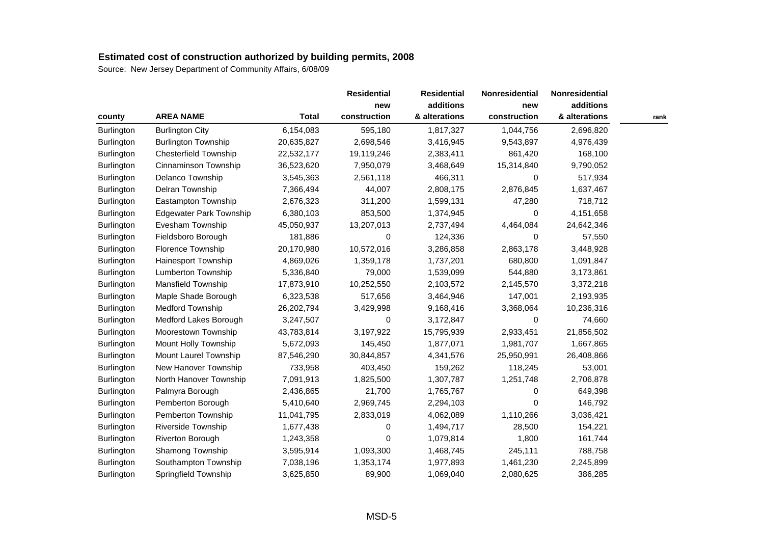## Estimated cost of construction authorized by building permits, 2008

Source: New Jersey Department of Community Affairs, 6/08/09

| county | AREA NAME | Total | Residential new construction | Residential additions & alterations | Nonresidential new construction | Nonresidential additions & alterations | rank |
|---|---|---|---|---|---|---|---|
| Burlington | Burlington City | 6,154,083 | 595,180 | 1,817,327 | 1,044,756 | 2,696,820 | |
| Burlington | Burlington Township | 20,635,827 | 2,698,546 | 3,416,945 | 9,543,897 | 4,976,439 | |
| Burlington | Chesterfield Township | 22,532,177 | 19,119,246 | 2,383,411 | 861,420 | 168,100 | |
| Burlington | Cinnaminson Township | 36,523,620 | 7,950,079 | 3,468,649 | 15,314,840 | 9,790,052 | |
| Burlington | Delanco Township | 3,545,363 | 2,561,118 | 466,311 | 0 | 517,934 | |
| Burlington | Delran Township | 7,366,494 | 44,007 | 2,808,175 | 2,876,845 | 1,637,467 | |
| Burlington | Eastampton Township | 2,676,323 | 311,200 | 1,599,131 | 47,280 | 718,712 | |
| Burlington | Edgewater Park Township | 6,380,103 | 853,500 | 1,374,945 | 0 | 4,151,658 | |
| Burlington | Evesham Township | 45,050,937 | 13,207,013 | 2,737,494 | 4,464,084 | 24,642,346 | |
| Burlington | Fieldsboro Borough | 181,886 | 0 | 124,336 | 0 | 57,550 | |
| Burlington | Florence Township | 20,170,980 | 10,572,016 | 3,286,858 | 2,863,178 | 3,448,928 | |
| Burlington | Hainesport Township | 4,869,026 | 1,359,178 | 1,737,201 | 680,800 | 1,091,847 | |
| Burlington | Lumberton Township | 5,336,840 | 79,000 | 1,539,099 | 544,880 | 3,173,861 | |
| Burlington | Mansfield Township | 17,873,910 | 10,252,550 | 2,103,572 | 2,145,570 | 3,372,218 | |
| Burlington | Maple Shade Borough | 6,323,538 | 517,656 | 3,464,946 | 147,001 | 2,193,935 | |
| Burlington | Medford Township | 26,202,794 | 3,429,998 | 9,168,416 | 3,368,064 | 10,236,316 | |
| Burlington | Medford Lakes Borough | 3,247,507 | 0 | 3,172,847 | 0 | 74,660 | |
| Burlington | Moorestown Township | 43,783,814 | 3,197,922 | 15,795,939 | 2,933,451 | 21,856,502 | |
| Burlington | Mount Holly Township | 5,672,093 | 145,450 | 1,877,071 | 1,981,707 | 1,667,865 | |
| Burlington | Mount Laurel Township | 87,546,290 | 30,844,857 | 4,341,576 | 25,950,991 | 26,408,866 | |
| Burlington | New Hanover Township | 733,958 | 403,450 | 159,262 | 118,245 | 53,001 | |
| Burlington | North Hanover Township | 7,091,913 | 1,825,500 | 1,307,787 | 1,251,748 | 2,706,878 | |
| Burlington | Palmyra Borough | 2,436,865 | 21,700 | 1,765,767 | 0 | 649,398 | |
| Burlington | Pemberton Borough | 5,410,640 | 2,969,745 | 2,294,103 | 0 | 146,792 | |
| Burlington | Pemberton Township | 11,041,795 | 2,833,019 | 4,062,089 | 1,110,266 | 3,036,421 | |
| Burlington | Riverside Township | 1,677,438 | 0 | 1,494,717 | 28,500 | 154,221 | |
| Burlington | Riverton Borough | 1,243,358 | 0 | 1,079,814 | 1,800 | 161,744 | |
| Burlington | Shamong Township | 3,595,914 | 1,093,300 | 1,468,745 | 245,111 | 788,758 | |
| Burlington | Southampton Township | 7,038,196 | 1,353,174 | 1,977,893 | 1,461,230 | 2,245,899 | |
| Burlington | Springfield Township | 3,625,850 | 89,900 | 1,069,040 | 2,080,625 | 386,285 | |

MSD-5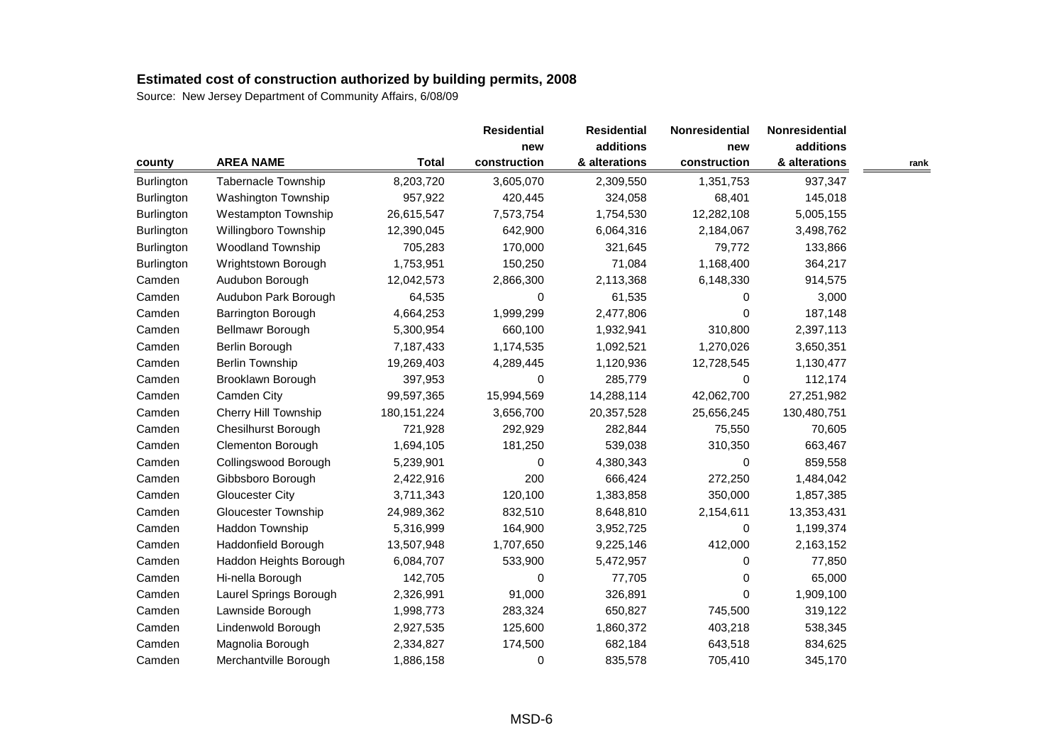## Estimated cost of construction authorized by building permits, 2008

Source: New Jersey Department of Community Affairs, 6/08/09

| county | AREA NAME | Total | Residential new construction | Residential additions & alterations | Nonresidential new construction | Nonresidential additions & alterations | rank |
|---|---|---|---|---|---|---|---|
| Burlington | Tabernacle Township | 8,203,720 | 3,605,070 | 2,309,550 | 1,351,753 | 937,347 | |
| Burlington | Washington Township | 957,922 | 420,445 | 324,058 | 68,401 | 145,018 | |
| Burlington | Westampton Township | 26,615,547 | 7,573,754 | 1,754,530 | 12,282,108 | 5,005,155 | |
| Burlington | Willingboro Township | 12,390,045 | 642,900 | 6,064,316 | 2,184,067 | 3,498,762 | |
| Burlington | Woodland Township | 705,283 | 170,000 | 321,645 | 79,772 | 133,866 | |
| Burlington | Wrightstown Borough | 1,753,951 | 150,250 | 71,084 | 1,168,400 | 364,217 | |
| Camden | Audubon Borough | 12,042,573 | 2,866,300 | 2,113,368 | 6,148,330 | 914,575 | |
| Camden | Audubon Park Borough | 64,535 | 0 | 61,535 | 0 | 3,000 | |
| Camden | Barrington Borough | 4,664,253 | 1,999,299 | 2,477,806 | 0 | 187,148 | |
| Camden | Bellmawr Borough | 5,300,954 | 660,100 | 1,932,941 | 310,800 | 2,397,113 | |
| Camden | Berlin Borough | 7,187,433 | 1,174,535 | 1,092,521 | 1,270,026 | 3,650,351 | |
| Camden | Berlin Township | 19,269,403 | 4,289,445 | 1,120,936 | 12,728,545 | 1,130,477 | |
| Camden | Brooklawn Borough | 397,953 | 0 | 285,779 | 0 | 112,174 | |
| Camden | Camden City | 99,597,365 | 15,994,569 | 14,288,114 | 42,062,700 | 27,251,982 | |
| Camden | Cherry Hill Township | 180,151,224 | 3,656,700 | 20,357,528 | 25,656,245 | 130,480,751 | |
| Camden | Chesilhurst Borough | 721,928 | 292,929 | 282,844 | 75,550 | 70,605 | |
| Camden | Clementon Borough | 1,694,105 | 181,250 | 539,038 | 310,350 | 663,467 | |
| Camden | Collingswood Borough | 5,239,901 | 0 | 4,380,343 | 0 | 859,558 | |
| Camden | Gibbsboro Borough | 2,422,916 | 200 | 666,424 | 272,250 | 1,484,042 | |
| Camden | Gloucester City | 3,711,343 | 120,100 | 1,383,858 | 350,000 | 1,857,385 | |
| Camden | Gloucester Township | 24,989,362 | 832,510 | 8,648,810 | 2,154,611 | 13,353,431 | |
| Camden | Haddon Township | 5,316,999 | 164,900 | 3,952,725 | 0 | 1,199,374 | |
| Camden | Haddonfield Borough | 13,507,948 | 1,707,650 | 9,225,146 | 412,000 | 2,163,152 | |
| Camden | Haddon Heights Borough | 6,084,707 | 533,900 | 5,472,957 | 0 | 77,850 | |
| Camden | Hi-nella Borough | 142,705 | 0 | 77,705 | 0 | 65,000 | |
| Camden | Laurel Springs Borough | 2,326,991 | 91,000 | 326,891 | 0 | 1,909,100 | |
| Camden | Lawnside Borough | 1,998,773 | 283,324 | 650,827 | 745,500 | 319,122 | |
| Camden | Lindenwold Borough | 2,927,535 | 125,600 | 1,860,372 | 403,218 | 538,345 | |
| Camden | Magnolia Borough | 2,334,827 | 174,500 | 682,184 | 643,518 | 834,625 | |
| Camden | Merchantville Borough | 1,886,158 | 0 | 835,578 | 705,410 | 345,170 | |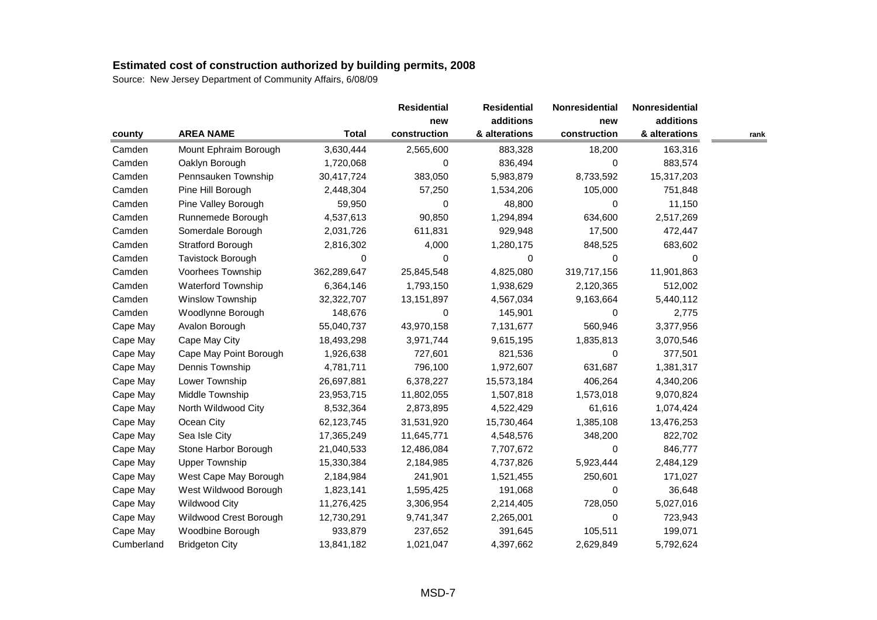**Estimated cost of construction authorized by building permits, 2008**

Source: New Jersey Department of Community Affairs, 6/08/09

| county | AREA NAME | Total | Residential new construction | Residential additions & alterations | Nonresidential new construction | Nonresidential additions & alterations | rank |
|---|---|---|---|---|---|---|---|
| Camden | Mount Ephraim Borough | 3,630,444 | 2,565,600 | 883,328 | 18,200 | 163,316 | |
| Camden | Oaklyn Borough | 1,720,068 | 0 | 836,494 | 0 | 883,574 | |
| Camden | Pennsauken Township | 30,417,724 | 383,050 | 5,983,879 | 8,733,592 | 15,317,203 | |
| Camden | Pine Hill Borough | 2,448,304 | 57,250 | 1,534,206 | 105,000 | 751,848 | |
| Camden | Pine Valley Borough | 59,950 | 0 | 48,800 | 0 | 11,150 | |
| Camden | Runnemede Borough | 4,537,613 | 90,850 | 1,294,894 | 634,600 | 2,517,269 | |
| Camden | Somerdale Borough | 2,031,726 | 611,831 | 929,948 | 17,500 | 472,447 | |
| Camden | Stratford Borough | 2,816,302 | 4,000 | 1,280,175 | 848,525 | 683,602 | |
| Camden | Tavistock Borough | 0 | 0 | 0 | 0 | 0 | |
| Camden | Voorhees Township | 362,289,647 | 25,845,548 | 4,825,080 | 319,717,156 | 11,901,863 | |
| Camden | Waterford Township | 6,364,146 | 1,793,150 | 1,938,629 | 2,120,365 | 512,002 | |
| Camden | Winslow Township | 32,322,707 | 13,151,897 | 4,567,034 | 9,163,664 | 5,440,112 | |
| Camden | Woodlynne Borough | 148,676 | 0 | 145,901 | 0 | 2,775 | |
| Cape May | Avalon Borough | 55,040,737 | 43,970,158 | 7,131,677 | 560,946 | 3,377,956 | |
| Cape May | Cape May City | 18,493,298 | 3,971,744 | 9,615,195 | 1,835,813 | 3,070,546 | |
| Cape May | Cape May Point Borough | 1,926,638 | 727,601 | 821,536 | 0 | 377,501 | |
| Cape May | Dennis Township | 4,781,711 | 796,100 | 1,972,607 | 631,687 | 1,381,317 | |
| Cape May | Lower Township | 26,697,881 | 6,378,227 | 15,573,184 | 406,264 | 4,340,206 | |
| Cape May | Middle Township | 23,953,715 | 11,802,055 | 1,507,818 | 1,573,018 | 9,070,824 | |
| Cape May | North Wildwood City | 8,532,364 | 2,873,895 | 4,522,429 | 61,616 | 1,074,424 | |
| Cape May | Ocean City | 62,123,745 | 31,531,920 | 15,730,464 | 1,385,108 | 13,476,253 | |
| Cape May | Sea Isle City | 17,365,249 | 11,645,771 | 4,548,576 | 348,200 | 822,702 | |
| Cape May | Stone Harbor Borough | 21,040,533 | 12,486,084 | 7,707,672 | 0 | 846,777 | |
| Cape May | Upper Township | 15,330,384 | 2,184,985 | 4,737,826 | 5,923,444 | 2,484,129 | |
| Cape May | West Cape May Borough | 2,184,984 | 241,901 | 1,521,455 | 250,601 | 171,027 | |
| Cape May | West Wildwood Borough | 1,823,141 | 1,595,425 | 191,068 | 0 | 36,648 | |
| Cape May | Wildwood City | 11,276,425 | 3,306,954 | 2,214,405 | 728,050 | 5,027,016 | |
| Cape May | Wildwood Crest Borough | 12,730,291 | 9,741,347 | 2,265,001 | 0 | 723,943 | |
| Cape May | Woodbine Borough | 933,879 | 237,652 | 391,645 | 105,511 | 199,071 | |
| Cumberland | Bridgeton City | 13,841,182 | 1,021,047 | 4,397,662 | 2,629,849 | 5,792,624 | |

MSD-7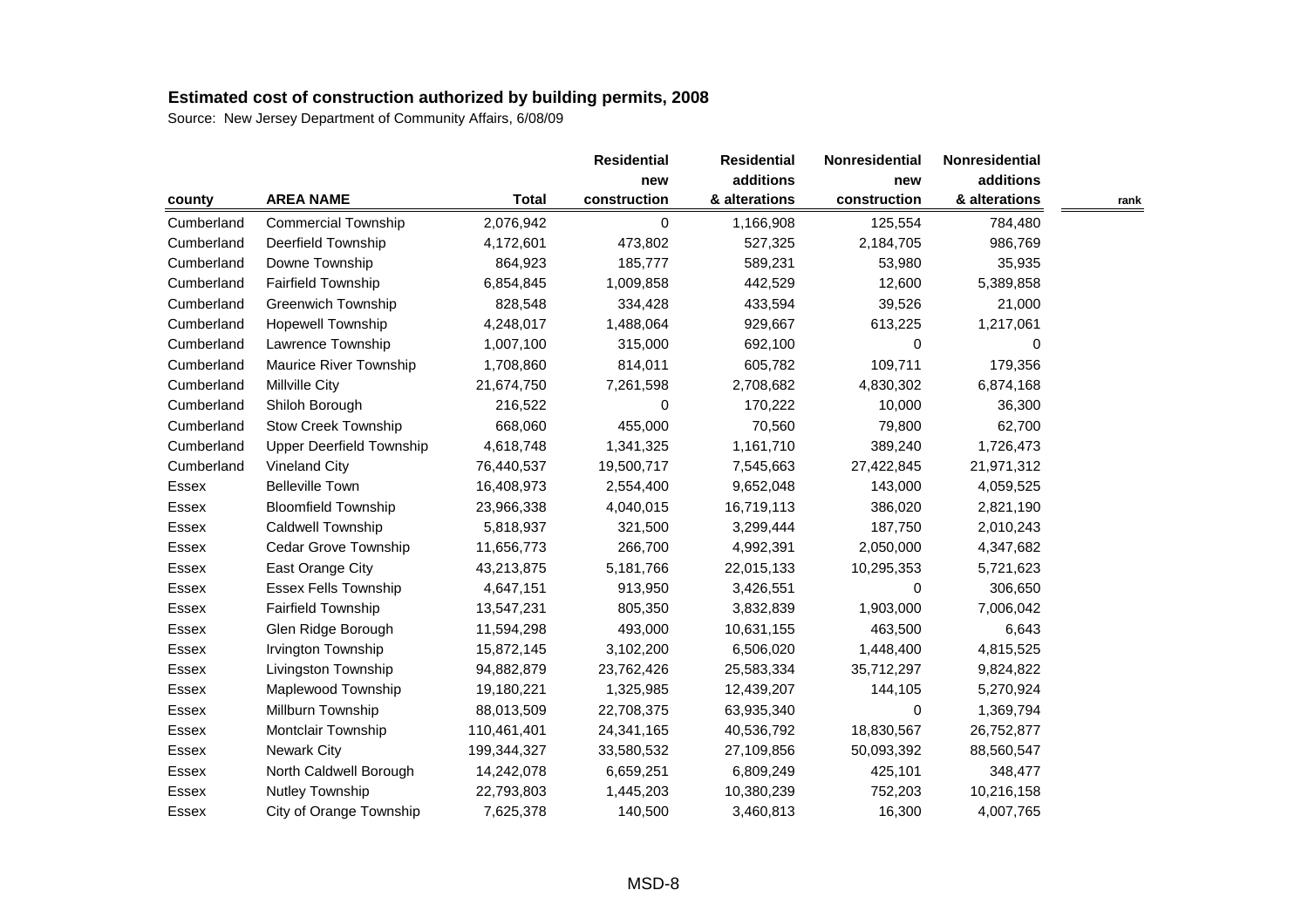# Estimated cost of construction authorized by building permits, 2008

Source: New Jersey Department of Community Affairs, 6/08/09

| county | AREA NAME | Total | Residential new construction | Residential additions & alterations | Nonresidential new construction | Nonresidential additions & alterations | rank |
|---|---|---|---|---|---|---|---|
| Cumberland | Commercial Township | 2,076,942 | 0 | 1,166,908 | 125,554 | 784,480 | |
| Cumberland | Deerfield Township | 4,172,601 | 473,802 | 527,325 | 2,184,705 | 986,769 | |
| Cumberland | Downe Township | 864,923 | 185,777 | 589,231 | 53,980 | 35,935 | |
| Cumberland | Fairfield Township | 6,854,845 | 1,009,858 | 442,529 | 12,600 | 5,389,858 | |
| Cumberland | Greenwich Township | 828,548 | 334,428 | 433,594 | 39,526 | 21,000 | |
| Cumberland | Hopewell Township | 4,248,017 | 1,488,064 | 929,667 | 613,225 | 1,217,061 | |
| Cumberland | Lawrence Township | 1,007,100 | 315,000 | 692,100 | 0 | 0 | |
| Cumberland | Maurice River Township | 1,708,860 | 814,011 | 605,782 | 109,711 | 179,356 | |
| Cumberland | Millville City | 21,674,750 | 7,261,598 | 2,708,682 | 4,830,302 | 6,874,168 | |
| Cumberland | Shiloh Borough | 216,522 | 0 | 170,222 | 10,000 | 36,300 | |
| Cumberland | Stow Creek Township | 668,060 | 455,000 | 70,560 | 79,800 | 62,700 | |
| Cumberland | Upper Deerfield Township | 4,618,748 | 1,341,325 | 1,161,710 | 389,240 | 1,726,473 | |
| Cumberland | Vineland City | 76,440,537 | 19,500,717 | 7,545,663 | 27,422,845 | 21,971,312 | |
| Essex | Belleville Town | 16,408,973 | 2,554,400 | 9,652,048 | 143,000 | 4,059,525 | |
| Essex | Bloomfield Township | 23,966,338 | 4,040,015 | 16,719,113 | 386,020 | 2,821,190 | |
| Essex | Caldwell Township | 5,818,937 | 321,500 | 3,299,444 | 187,750 | 2,010,243 | |
| Essex | Cedar Grove Township | 11,656,773 | 266,700 | 4,992,391 | 2,050,000 | 4,347,682 | |
| Essex | East Orange City | 43,213,875 | 5,181,766 | 22,015,133 | 10,295,353 | 5,721,623 | |
| Essex | Essex Fells Township | 4,647,151 | 913,950 | 3,426,551 | 0 | 306,650 | |
| Essex | Fairfield Township | 13,547,231 | 805,350 | 3,832,839 | 1,903,000 | 7,006,042 | |
| Essex | Glen Ridge Borough | 11,594,298 | 493,000 | 10,631,155 | 463,500 | 6,643 | |
| Essex | Irvington Township | 15,872,145 | 3,102,200 | 6,506,020 | 1,448,400 | 4,815,525 | |
| Essex | Livingston Township | 94,882,879 | 23,762,426 | 25,583,334 | 35,712,297 | 9,824,822 | |
| Essex | Maplewood Township | 19,180,221 | 1,325,985 | 12,439,207 | 144,105 | 5,270,924 | |
| Essex | Millburn Township | 88,013,509 | 22,708,375 | 63,935,340 | 0 | 1,369,794 | |
| Essex | Montclair Township | 110,461,401 | 24,341,165 | 40,536,792 | 18,830,567 | 26,752,877 | |
| Essex | Newark City | 199,344,327 | 33,580,532 | 27,109,856 | 50,093,392 | 88,560,547 | |
| Essex | North Caldwell Borough | 14,242,078 | 6,659,251 | 6,809,249 | 425,101 | 348,477 | |
| Essex | Nutley Township | 22,793,803 | 1,445,203 | 10,380,239 | 752,203 | 10,216,158 | |
| Essex | City of Orange Township | 7,625,378 | 140,500 | 3,460,813 | 16,300 | 4,007,765 | |

MSD-8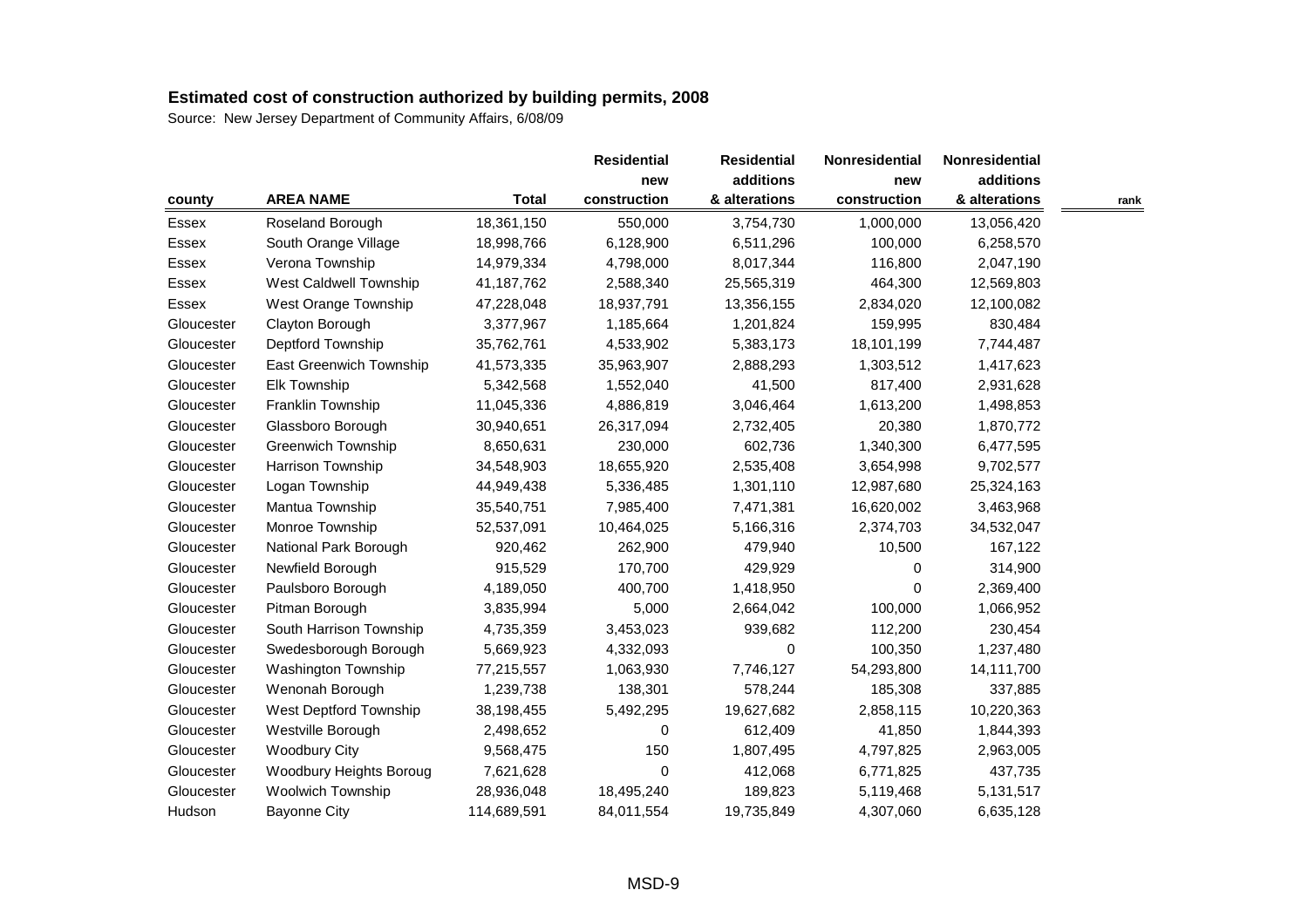# Estimated cost of construction authorized by building permits, 2008

Source: New Jersey Department of Community Affairs, 6/08/09

| county | AREA NAME | Total | Residential new construction | Residential additions & alterations | Nonresidential new construction | Nonresidential additions & alterations | rank |
|---|---|---|---|---|---|---|---|
| Essex | Roseland Borough | 18,361,150 | 550,000 | 3,754,730 | 1,000,000 | 13,056,420 | |
| Essex | South Orange Village | 18,998,766 | 6,128,900 | 6,511,296 | 100,000 | 6,258,570 | |
| Essex | Verona Township | 14,979,334 | 4,798,000 | 8,017,344 | 116,800 | 2,047,190 | |
| Essex | West Caldwell Township | 41,187,762 | 2,588,340 | 25,565,319 | 464,300 | 12,569,803 | |
| Essex | West Orange Township | 47,228,048 | 18,937,791 | 13,356,155 | 2,834,020 | 12,100,082 | |
| Gloucester | Clayton Borough | 3,377,967 | 1,185,664 | 1,201,824 | 159,995 | 830,484 | |
| Gloucester | Deptford Township | 35,762,761 | 4,533,902 | 5,383,173 | 18,101,199 | 7,744,487 | |
| Gloucester | East Greenwich Township | 41,573,335 | 35,963,907 | 2,888,293 | 1,303,512 | 1,417,623 | |
| Gloucester | Elk Township | 5,342,568 | 1,552,040 | 41,500 | 817,400 | 2,931,628 | |
| Gloucester | Franklin Township | 11,045,336 | 4,886,819 | 3,046,464 | 1,613,200 | 1,498,853 | |
| Gloucester | Glassboro Borough | 30,940,651 | 26,317,094 | 2,732,405 | 20,380 | 1,870,772 | |
| Gloucester | Greenwich Township | 8,650,631 | 230,000 | 602,736 | 1,340,300 | 6,477,595 | |
| Gloucester | Harrison Township | 34,548,903 | 18,655,920 | 2,535,408 | 3,654,998 | 9,702,577 | |
| Gloucester | Logan Township | 44,949,438 | 5,336,485 | 1,301,110 | 12,987,680 | 25,324,163 | |
| Gloucester | Mantua Township | 35,540,751 | 7,985,400 | 7,471,381 | 16,620,002 | 3,463,968 | |
| Gloucester | Monroe Township | 52,537,091 | 10,464,025 | 5,166,316 | 2,374,703 | 34,532,047 | |
| Gloucester | National Park Borough | 920,462 | 262,900 | 479,940 | 10,500 | 167,122 | |
| Gloucester | Newfield Borough | 915,529 | 170,700 | 429,929 | 0 | 314,900 | |
| Gloucester | Paulsboro Borough | 4,189,050 | 400,700 | 1,418,950 | 0 | 2,369,400 | |
| Gloucester | Pitman Borough | 3,835,994 | 5,000 | 2,664,042 | 100,000 | 1,066,952 | |
| Gloucester | South Harrison Township | 4,735,359 | 3,453,023 | 939,682 | 112,200 | 230,454 | |
| Gloucester | Swedesborough Borough | 5,669,923 | 4,332,093 | 0 | 100,350 | 1,237,480 | |
| Gloucester | Washington Township | 77,215,557 | 1,063,930 | 7,746,127 | 54,293,800 | 14,111,700 | |
| Gloucester | Wenonah Borough | 1,239,738 | 138,301 | 578,244 | 185,308 | 337,885 | |
| Gloucester | West Deptford Township | 38,198,455 | 5,492,295 | 19,627,682 | 2,858,115 | 10,220,363 | |
| Gloucester | Westville Borough | 2,498,652 | 0 | 612,409 | 41,850 | 1,844,393 | |
| Gloucester | Woodbury City | 9,568,475 | 150 | 1,807,495 | 4,797,825 | 2,963,005 | |
| Gloucester | Woodbury Heights Boroug | 7,621,628 | 0 | 412,068 | 6,771,825 | 437,735 | |
| Gloucester | Woolwich Township | 28,936,048 | 18,495,240 | 189,823 | 5,119,468 | 5,131,517 | |
| Hudson | Bayonne City | 114,689,591 | 84,011,554 | 19,735,849 | 4,307,060 | 6,635,128 | |

MSD-9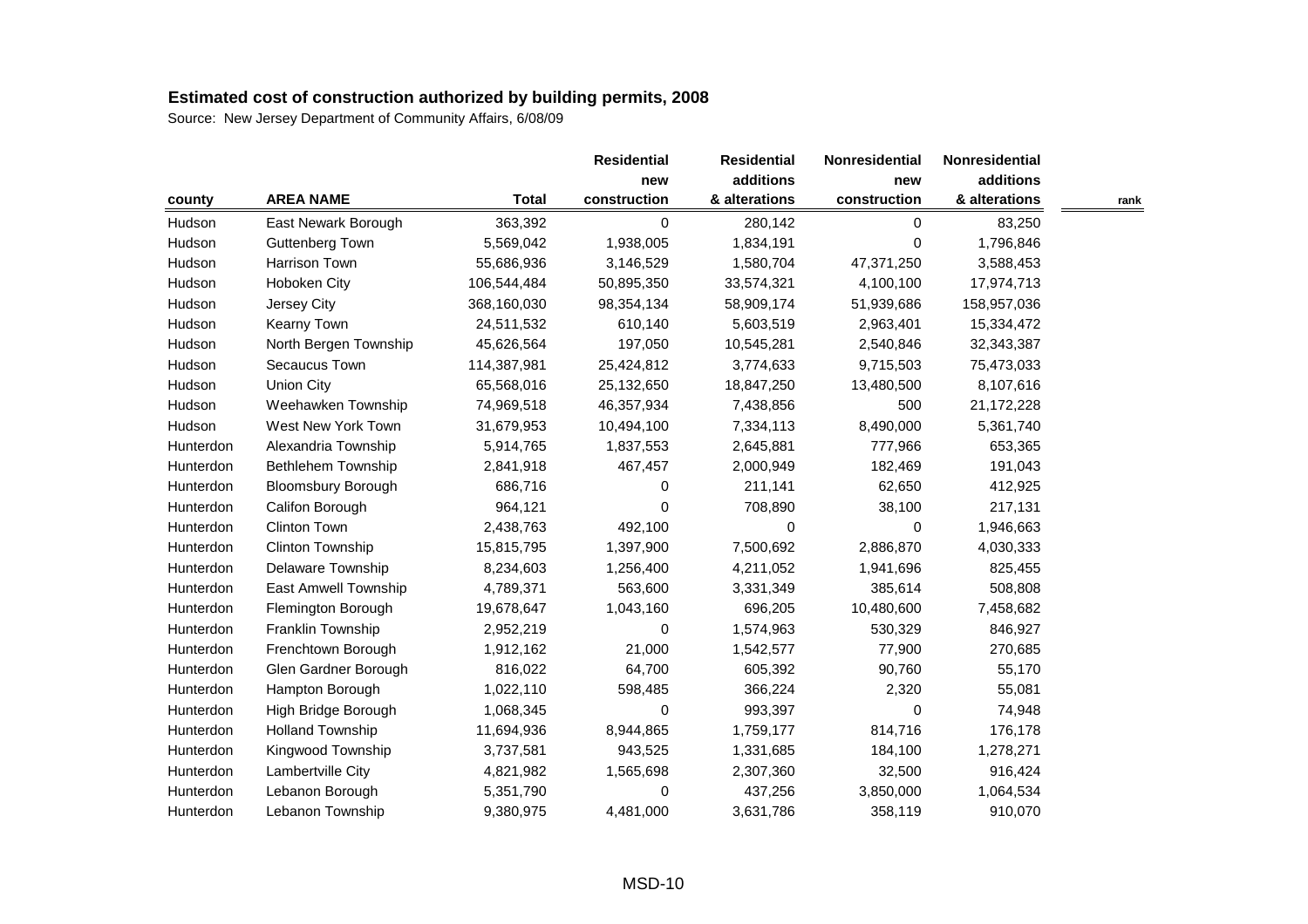# Estimated cost of construction authorized by building permits, 2008

Source: New Jersey Department of Community Affairs, 6/08/09

| county | AREA NAME | Total | Residential new construction | Residential additions & alterations | Nonresidential new construction | Nonresidential additions & alterations | rank |
|---|---|---|---|---|---|---|---|
| Hudson | East Newark Borough | 363,392 | 0 | 280,142 | 0 | 83,250 | |
| Hudson | Guttenberg Town | 5,569,042 | 1,938,005 | 1,834,191 | 0 | 1,796,846 | |
| Hudson | Harrison Town | 55,686,936 | 3,146,529 | 1,580,704 | 47,371,250 | 3,588,453 | |
| Hudson | Hoboken City | 106,544,484 | 50,895,350 | 33,574,321 | 4,100,100 | 17,974,713 | |
| Hudson | Jersey City | 368,160,030 | 98,354,134 | 58,909,174 | 51,939,686 | 158,957,036 | |
| Hudson | Kearny Town | 24,511,532 | 610,140 | 5,603,519 | 2,963,401 | 15,334,472 | |
| Hudson | North Bergen Township | 45,626,564 | 197,050 | 10,545,281 | 2,540,846 | 32,343,387 | |
| Hudson | Secaucus Town | 114,387,981 | 25,424,812 | 3,774,633 | 9,715,503 | 75,473,033 | |
| Hudson | Union City | 65,568,016 | 25,132,650 | 18,847,250 | 13,480,500 | 8,107,616 | |
| Hudson | Weehawken Township | 74,969,518 | 46,357,934 | 7,438,856 | 500 | 21,172,228 | |
| Hudson | West New York Town | 31,679,953 | 10,494,100 | 7,334,113 | 8,490,000 | 5,361,740 | |
| Hunterdon | Alexandria Township | 5,914,765 | 1,837,553 | 2,645,881 | 777,966 | 653,365 | |
| Hunterdon | Bethlehem Township | 2,841,918 | 467,457 | 2,000,949 | 182,469 | 191,043 | |
| Hunterdon | Bloomsbury Borough | 686,716 | 0 | 211,141 | 62,650 | 412,925 | |
| Hunterdon | Califon Borough | 964,121 | 0 | 708,890 | 38,100 | 217,131 | |
| Hunterdon | Clinton Town | 2,438,763 | 492,100 | 0 | 0 | 1,946,663 | |
| Hunterdon | Clinton Township | 15,815,795 | 1,397,900 | 7,500,692 | 2,886,870 | 4,030,333 | |
| Hunterdon | Delaware Township | 8,234,603 | 1,256,400 | 4,211,052 | 1,941,696 | 825,455 | |
| Hunterdon | East Amwell Township | 4,789,371 | 563,600 | 3,331,349 | 385,614 | 508,808 | |
| Hunterdon | Flemington Borough | 19,678,647 | 1,043,160 | 696,205 | 10,480,600 | 7,458,682 | |
| Hunterdon | Franklin Township | 2,952,219 | 0 | 1,574,963 | 530,329 | 846,927 | |
| Hunterdon | Frenchtown Borough | 1,912,162 | 21,000 | 1,542,577 | 77,900 | 270,685 | |
| Hunterdon | Glen Gardner Borough | 816,022 | 64,700 | 605,392 | 90,760 | 55,170 | |
| Hunterdon | Hampton Borough | 1,022,110 | 598,485 | 366,224 | 2,320 | 55,081 | |
| Hunterdon | High Bridge Borough | 1,068,345 | 0 | 993,397 | 0 | 74,948 | |
| Hunterdon | Holland Township | 11,694,936 | 8,944,865 | 1,759,177 | 814,716 | 176,178 | |
| Hunterdon | Kingwood Township | 3,737,581 | 943,525 | 1,331,685 | 184,100 | 1,278,271 | |
| Hunterdon | Lambertville City | 4,821,982 | 1,565,698 | 2,307,360 | 32,500 | 916,424 | |
| Hunterdon | Lebanon Borough | 5,351,790 | 0 | 437,256 | 3,850,000 | 1,064,534 | |
| Hunterdon | Lebanon Township | 9,380,975 | 4,481,000 | 3,631,786 | 358,119 | 910,070 | |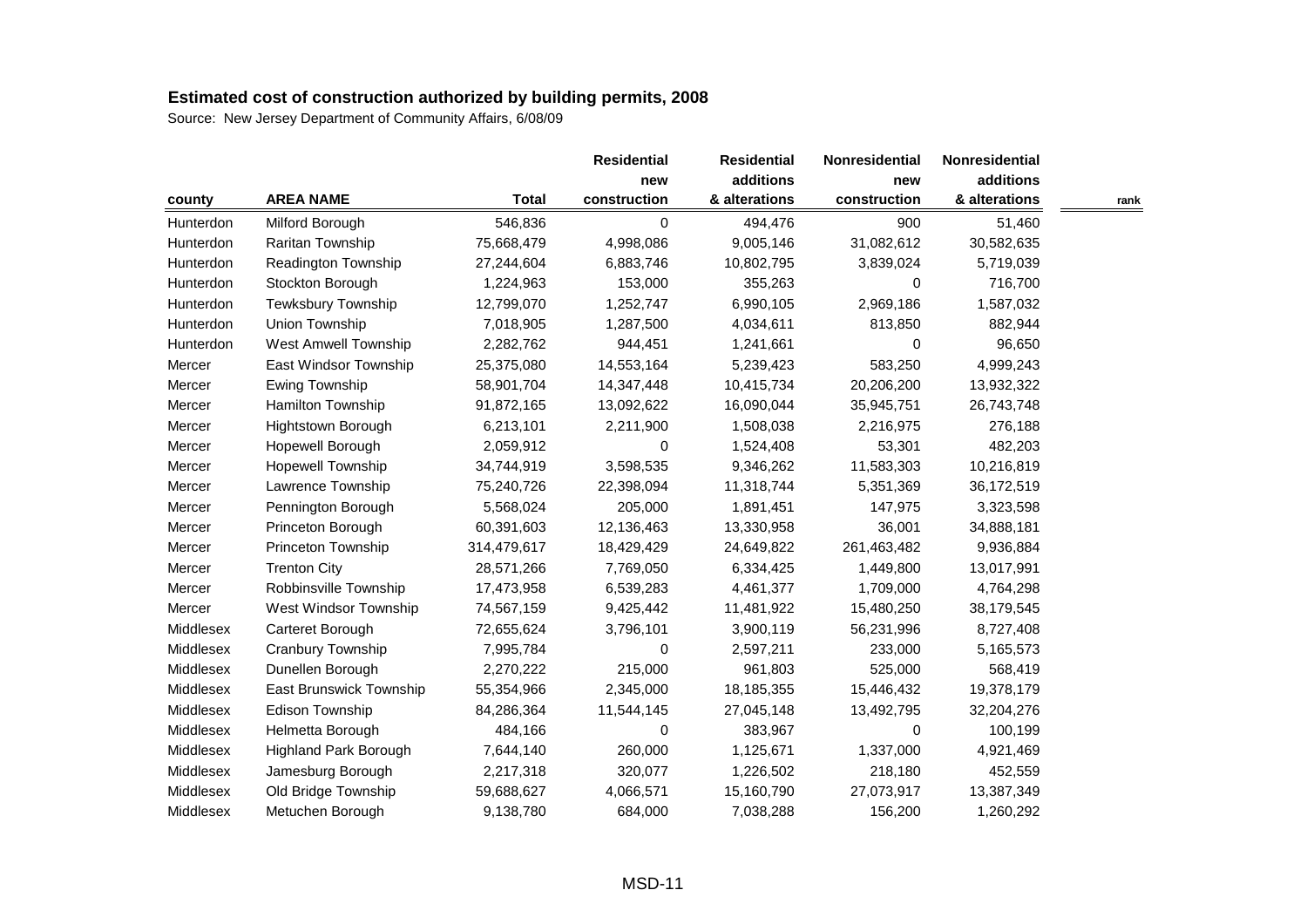**Estimated cost of construction authorized by building permits, 2008**

Source: New Jersey Department of Community Affairs, 6/08/09

| county | AREA NAME | Total | Residential new construction | Residential additions & alterations | Nonresidential new construction | Nonresidential additions & alterations | rank |
|---|---|---|---|---|---|---|---|
| Hunterdon | Milford Borough | 546,836 | 0 | 494,476 | 900 | 51,460 | |
| Hunterdon | Raritan Township | 75,668,479 | 4,998,086 | 9,005,146 | 31,082,612 | 30,582,635 | |
| Hunterdon | Readington Township | 27,244,604 | 6,883,746 | 10,802,795 | 3,839,024 | 5,719,039 | |
| Hunterdon | Stockton Borough | 1,224,963 | 153,000 | 355,263 | 0 | 716,700 | |
| Hunterdon | Tewksbury Township | 12,799,070 | 1,252,747 | 6,990,105 | 2,969,186 | 1,587,032 | |
| Hunterdon | Union Township | 7,018,905 | 1,287,500 | 4,034,611 | 813,850 | 882,944 | |
| Hunterdon | West Amwell Township | 2,282,762 | 944,451 | 1,241,661 | 0 | 96,650 | |
| Mercer | East Windsor Township | 25,375,080 | 14,553,164 | 5,239,423 | 583,250 | 4,999,243 | |
| Mercer | Ewing Township | 58,901,704 | 14,347,448 | 10,415,734 | 20,206,200 | 13,932,322 | |
| Mercer | Hamilton Township | 91,872,165 | 13,092,622 | 16,090,044 | 35,945,751 | 26,743,748 | |
| Mercer | Hightstown Borough | 6,213,101 | 2,211,900 | 1,508,038 | 2,216,975 | 276,188 | |
| Mercer | Hopewell Borough | 2,059,912 | 0 | 1,524,408 | 53,301 | 482,203 | |
| Mercer | Hopewell Township | 34,744,919 | 3,598,535 | 9,346,262 | 11,583,303 | 10,216,819 | |
| Mercer | Lawrence Township | 75,240,726 | 22,398,094 | 11,318,744 | 5,351,369 | 36,172,519 | |
| Mercer | Pennington Borough | 5,568,024 | 205,000 | 1,891,451 | 147,975 | 3,323,598 | |
| Mercer | Princeton Borough | 60,391,603 | 12,136,463 | 13,330,958 | 36,001 | 34,888,181 | |
| Mercer | Princeton Township | 314,479,617 | 18,429,429 | 24,649,822 | 261,463,482 | 9,936,884 | |
| Mercer | Trenton City | 28,571,266 | 7,769,050 | 6,334,425 | 1,449,800 | 13,017,991 | |
| Mercer | Robbinsville Township | 17,473,958 | 6,539,283 | 4,461,377 | 1,709,000 | 4,764,298 | |
| Mercer | West Windsor Township | 74,567,159 | 9,425,442 | 11,481,922 | 15,480,250 | 38,179,545 | |
| Middlesex | Carteret Borough | 72,655,624 | 3,796,101 | 3,900,119 | 56,231,996 | 8,727,408 | |
| Middlesex | Cranbury Township | 7,995,784 | 0 | 2,597,211 | 233,000 | 5,165,573 | |
| Middlesex | Dunellen Borough | 2,270,222 | 215,000 | 961,803 | 525,000 | 568,419 | |
| Middlesex | East Brunswick Township | 55,354,966 | 2,345,000 | 18,185,355 | 15,446,432 | 19,378,179 | |
| Middlesex | Edison Township | 84,286,364 | 11,544,145 | 27,045,148 | 13,492,795 | 32,204,276 | |
| Middlesex | Helmetta Borough | 484,166 | 0 | 383,967 | 0 | 100,199 | |
| Middlesex | Highland Park Borough | 7,644,140 | 260,000 | 1,125,671 | 1,337,000 | 4,921,469 | |
| Middlesex | Jamesburg Borough | 2,217,318 | 320,077 | 1,226,502 | 218,180 | 452,559 | |
| Middlesex | Old Bridge Township | 59,688,627 | 4,066,571 | 15,160,790 | 27,073,917 | 13,387,349 | |
| Middlesex | Metuchen Borough | 9,138,780 | 684,000 | 7,038,288 | 156,200 | 1,260,292 | |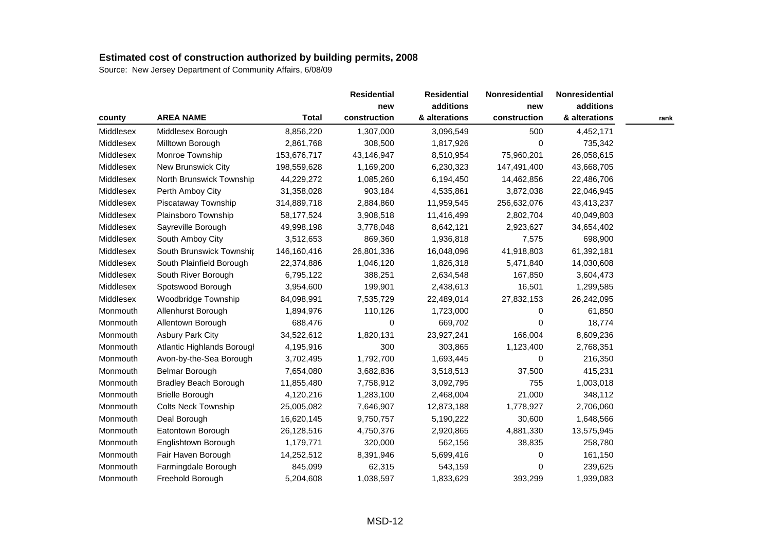## Estimated cost of construction authorized by building permits, 2008

Source: New Jersey Department of Community Affairs, 6/08/09

| county | AREA NAME | Total | Residential new construction | Residential additions & alterations | Nonresidential new construction | Nonresidential additions & alterations | rank |
|---|---|---|---|---|---|---|---|
| Middlesex | Middlesex Borough | 8,856,220 | 1,307,000 | 3,096,549 | 500 | 4,452,171 | |
| Middlesex | Milltown Borough | 2,861,768 | 308,500 | 1,817,926 | 0 | 735,342 | |
| Middlesex | Monroe Township | 153,676,717 | 43,146,947 | 8,510,954 | 75,960,201 | 26,058,615 | |
| Middlesex | New Brunswick City | 198,559,628 | 1,169,200 | 6,230,323 | 147,491,400 | 43,668,705 | |
| Middlesex | North Brunswick Township | 44,229,272 | 1,085,260 | 6,194,450 | 14,462,856 | 22,486,706 | |
| Middlesex | Perth Amboy City | 31,358,028 | 903,184 | 4,535,861 | 3,872,038 | 22,046,945 | |
| Middlesex | Piscataway Township | 314,889,718 | 2,884,860 | 11,959,545 | 256,632,076 | 43,413,237 | |
| Middlesex | Plainsboro Township | 58,177,524 | 3,908,518 | 11,416,499 | 2,802,704 | 40,049,803 | |
| Middlesex | Sayreville Borough | 49,998,198 | 3,778,048 | 8,642,121 | 2,923,627 | 34,654,402 | |
| Middlesex | South Amboy City | 3,512,653 | 869,360 | 1,936,818 | 7,575 | 698,900 | |
| Middlesex | South Brunswick Township | 146,160,416 | 26,801,336 | 16,048,096 | 41,918,803 | 61,392,181 | |
| Middlesex | South Plainfield Borough | 22,374,886 | 1,046,120 | 1,826,318 | 5,471,840 | 14,030,608 | |
| Middlesex | South River Borough | 6,795,122 | 388,251 | 2,634,548 | 167,850 | 3,604,473 | |
| Middlesex | Spotswood Borough | 3,954,600 | 199,901 | 2,438,613 | 16,501 | 1,299,585 | |
| Middlesex | Woodbridge Township | 84,098,991 | 7,535,729 | 22,489,014 | 27,832,153 | 26,242,095 | |
| Monmouth | Allenhurst Borough | 1,894,976 | 110,126 | 1,723,000 | 0 | 61,850 | |
| Monmouth | Allentown Borough | 688,476 | 0 | 669,702 | 0 | 18,774 | |
| Monmouth | Asbury Park City | 34,522,612 | 1,820,131 | 23,927,241 | 166,004 | 8,609,236 | |
| Monmouth | Atlantic Highlands Borough | 4,195,916 | 300 | 303,865 | 1,123,400 | 2,768,351 | |
| Monmouth | Avon-by-the-Sea Borough | 3,702,495 | 1,792,700 | 1,693,445 | 0 | 216,350 | |
| Monmouth | Belmar Borough | 7,654,080 | 3,682,836 | 3,518,513 | 37,500 | 415,231 | |
| Monmouth | Bradley Beach Borough | 11,855,480 | 7,758,912 | 3,092,795 | 755 | 1,003,018 | |
| Monmouth | Brielle Borough | 4,120,216 | 1,283,100 | 2,468,004 | 21,000 | 348,112 | |
| Monmouth | Colts Neck Township | 25,005,082 | 7,646,907 | 12,873,188 | 1,778,927 | 2,706,060 | |
| Monmouth | Deal Borough | 16,620,145 | 9,750,757 | 5,190,222 | 30,600 | 1,648,566 | |
| Monmouth | Eatontown Borough | 26,128,516 | 4,750,376 | 2,920,865 | 4,881,330 | 13,575,945 | |
| Monmouth | Englishtown Borough | 1,179,771 | 320,000 | 562,156 | 38,835 | 258,780 | |
| Monmouth | Fair Haven Borough | 14,252,512 | 8,391,946 | 5,699,416 | 0 | 161,150 | |
| Monmouth | Farmingdale Borough | 845,099 | 62,315 | 543,159 | 0 | 239,625 | |
| Monmouth | Freehold Borough | 5,204,608 | 1,038,597 | 1,833,629 | 393,299 | 1,939,083 | |

MSD-12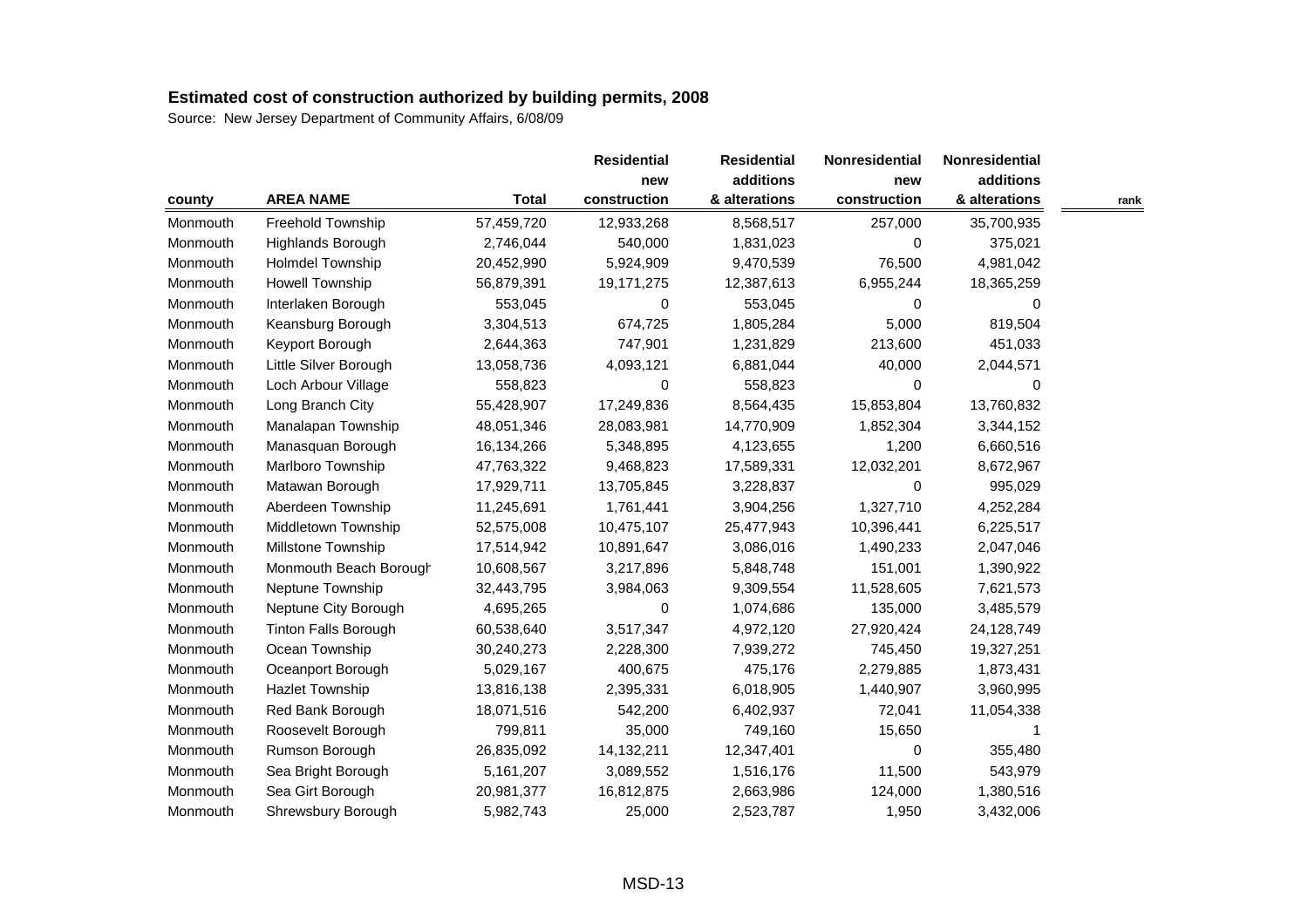## Estimated cost of construction authorized by building permits, 2008

Source: New Jersey Department of Community Affairs, 6/08/09

| county | AREA NAME | Total | Residential new construction | Residential additions & alterations | Nonresidential new construction | Nonresidential additions & alterations | rank |
|---|---|---|---|---|---|---|---|
| Monmouth | Freehold Township | 57,459,720 | 12,933,268 | 8,568,517 | 257,000 | 35,700,935 | |
| Monmouth | Highlands Borough | 2,746,044 | 540,000 | 1,831,023 | 0 | 375,021 | |
| Monmouth | Holmdel Township | 20,452,990 | 5,924,909 | 9,470,539 | 76,500 | 4,981,042 | |
| Monmouth | Howell Township | 56,879,391 | 19,171,275 | 12,387,613 | 6,955,244 | 18,365,259 | |
| Monmouth | Interlaken Borough | 553,045 | 0 | 553,045 | 0 | 0 | |
| Monmouth | Keansburg Borough | 3,304,513 | 674,725 | 1,805,284 | 5,000 | 819,504 | |
| Monmouth | Keyport Borough | 2,644,363 | 747,901 | 1,231,829 | 213,600 | 451,033 | |
| Monmouth | Little Silver Borough | 13,058,736 | 4,093,121 | 6,881,044 | 40,000 | 2,044,571 | |
| Monmouth | Loch Arbour Village | 558,823 | 0 | 558,823 | 0 | 0 | |
| Monmouth | Long Branch City | 55,428,907 | 17,249,836 | 8,564,435 | 15,853,804 | 13,760,832 | |
| Monmouth | Manalapan Township | 48,051,346 | 28,083,981 | 14,770,909 | 1,852,304 | 3,344,152 | |
| Monmouth | Manasquan Borough | 16,134,266 | 5,348,895 | 4,123,655 | 1,200 | 6,660,516 | |
| Monmouth | Marlboro Township | 47,763,322 | 9,468,823 | 17,589,331 | 12,032,201 | 8,672,967 | |
| Monmouth | Matawan Borough | 17,929,711 | 13,705,845 | 3,228,837 | 0 | 995,029 | |
| Monmouth | Aberdeen Township | 11,245,691 | 1,761,441 | 3,904,256 | 1,327,710 | 4,252,284 | |
| Monmouth | Middletown Township | 52,575,008 | 10,475,107 | 25,477,943 | 10,396,441 | 6,225,517 | |
| Monmouth | Millstone Township | 17,514,942 | 10,891,647 | 3,086,016 | 1,490,233 | 2,047,046 | |
| Monmouth | Monmouth Beach Borough | 10,608,567 | 3,217,896 | 5,848,748 | 151,001 | 1,390,922 | |
| Monmouth | Neptune Township | 32,443,795 | 3,984,063 | 9,309,554 | 11,528,605 | 7,621,573 | |
| Monmouth | Neptune City Borough | 4,695,265 | 0 | 1,074,686 | 135,000 | 3,485,579 | |
| Monmouth | Tinton Falls Borough | 60,538,640 | 3,517,347 | 4,972,120 | 27,920,424 | 24,128,749 | |
| Monmouth | Ocean Township | 30,240,273 | 2,228,300 | 7,939,272 | 745,450 | 19,327,251 | |
| Monmouth | Oceanport Borough | 5,029,167 | 400,675 | 475,176 | 2,279,885 | 1,873,431 | |
| Monmouth | Hazlet Township | 13,816,138 | 2,395,331 | 6,018,905 | 1,440,907 | 3,960,995 | |
| Monmouth | Red Bank Borough | 18,071,516 | 542,200 | 6,402,937 | 72,041 | 11,054,338 | |
| Monmouth | Roosevelt Borough | 799,811 | 35,000 | 749,160 | 15,650 | 1 | |
| Monmouth | Rumson Borough | 26,835,092 | 14,132,211 | 12,347,401 | 0 | 355,480 | |
| Monmouth | Sea Bright Borough | 5,161,207 | 3,089,552 | 1,516,176 | 11,500 | 543,979 | |
| Monmouth | Sea Girt Borough | 20,981,377 | 16,812,875 | 2,663,986 | 124,000 | 1,380,516 | |
| Monmouth | Shrewsbury Borough | 5,982,743 | 25,000 | 2,523,787 | 1,950 | 3,432,006 | |

MSD-13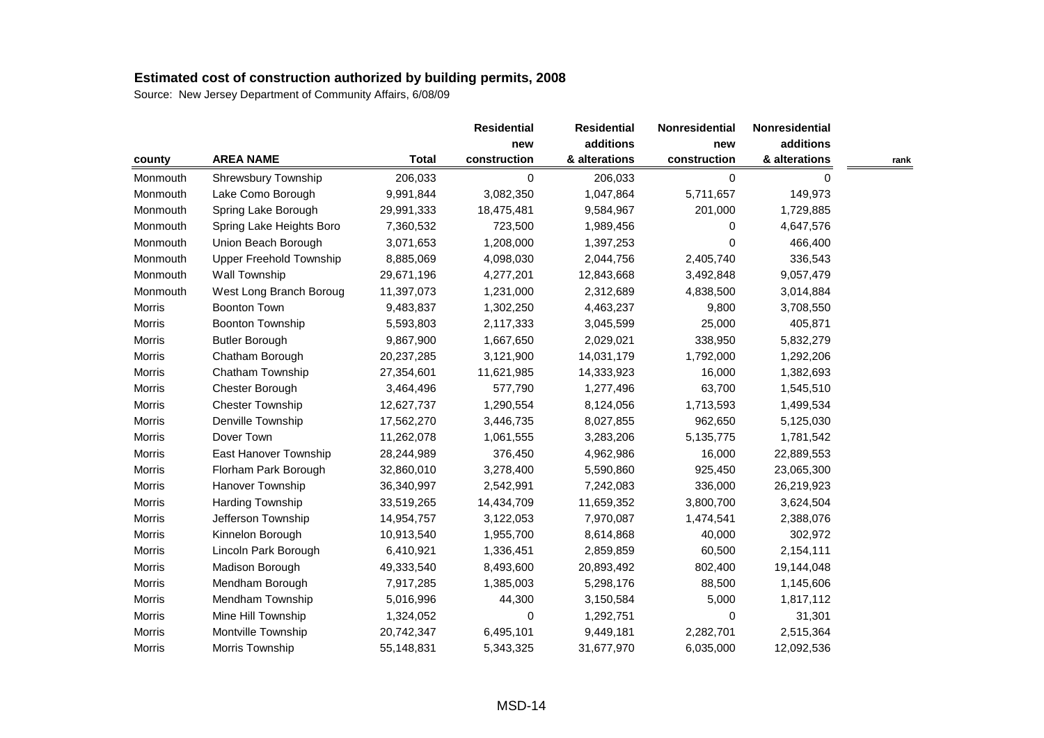## Estimated cost of construction authorized by building permits, 2008

Source: New Jersey Department of Community Affairs, 6/08/09

| county | AREA NAME | Total | Residential new construction | Residential additions & alterations | Nonresidential new construction | Nonresidential additions & alterations | rank |
|---|---|---|---|---|---|---|---|
| Monmouth | Shrewsbury Township | 206,033 | 0 | 206,033 | 0 | 0 | |
| Monmouth | Lake Como Borough | 9,991,844 | 3,082,350 | 1,047,864 | 5,711,657 | 149,973 | |
| Monmouth | Spring Lake Borough | 29,991,333 | 18,475,481 | 9,584,967 | 201,000 | 1,729,885 | |
| Monmouth | Spring Lake Heights Boro | 7,360,532 | 723,500 | 1,989,456 | 0 | 4,647,576 | |
| Monmouth | Union Beach Borough | 3,071,653 | 1,208,000 | 1,397,253 | 0 | 466,400 | |
| Monmouth | Upper Freehold Township | 8,885,069 | 4,098,030 | 2,044,756 | 2,405,740 | 336,543 | |
| Monmouth | Wall Township | 29,671,196 | 4,277,201 | 12,843,668 | 3,492,848 | 9,057,479 | |
| Monmouth | West Long Branch Boroug | 11,397,073 | 1,231,000 | 2,312,689 | 4,838,500 | 3,014,884 | |
| Morris | Boonton Town | 9,483,837 | 1,302,250 | 4,463,237 | 9,800 | 3,708,550 | |
| Morris | Boonton Township | 5,593,803 | 2,117,333 | 3,045,599 | 25,000 | 405,871 | |
| Morris | Butler Borough | 9,867,900 | 1,667,650 | 2,029,021 | 338,950 | 5,832,279 | |
| Morris | Chatham Borough | 20,237,285 | 3,121,900 | 14,031,179 | 1,792,000 | 1,292,206 | |
| Morris | Chatham Township | 27,354,601 | 11,621,985 | 14,333,923 | 16,000 | 1,382,693 | |
| Morris | Chester Borough | 3,464,496 | 577,790 | 1,277,496 | 63,700 | 1,545,510 | |
| Morris | Chester Township | 12,627,737 | 1,290,554 | 8,124,056 | 1,713,593 | 1,499,534 | |
| Morris | Denville Township | 17,562,270 | 3,446,735 | 8,027,855 | 962,650 | 5,125,030 | |
| Morris | Dover Town | 11,262,078 | 1,061,555 | 3,283,206 | 5,135,775 | 1,781,542 | |
| Morris | East Hanover Township | 28,244,989 | 376,450 | 4,962,986 | 16,000 | 22,889,553 | |
| Morris | Florham Park Borough | 32,860,010 | 3,278,400 | 5,590,860 | 925,450 | 23,065,300 | |
| Morris | Hanover Township | 36,340,997 | 2,542,991 | 7,242,083 | 336,000 | 26,219,923 | |
| Morris | Harding Township | 33,519,265 | 14,434,709 | 11,659,352 | 3,800,700 | 3,624,504 | |
| Morris | Jefferson Township | 14,954,757 | 3,122,053 | 7,970,087 | 1,474,541 | 2,388,076 | |
| Morris | Kinnelon Borough | 10,913,540 | 1,955,700 | 8,614,868 | 40,000 | 302,972 | |
| Morris | Lincoln Park Borough | 6,410,921 | 1,336,451 | 2,859,859 | 60,500 | 2,154,111 | |
| Morris | Madison Borough | 49,333,540 | 8,493,600 | 20,893,492 | 802,400 | 19,144,048 | |
| Morris | Mendham Borough | 7,917,285 | 1,385,003 | 5,298,176 | 88,500 | 1,145,606 | |
| Morris | Mendham Township | 5,016,996 | 44,300 | 3,150,584 | 5,000 | 1,817,112 | |
| Morris | Mine Hill Township | 1,324,052 | 0 | 1,292,751 | 0 | 31,301 | |
| Morris | Montville Township | 20,742,347 | 6,495,101 | 9,449,181 | 2,282,701 | 2,515,364 | |
| Morris | Morris Township | 55,148,831 | 5,343,325 | 31,677,970 | 6,035,000 | 12,092,536 | |

MSD-14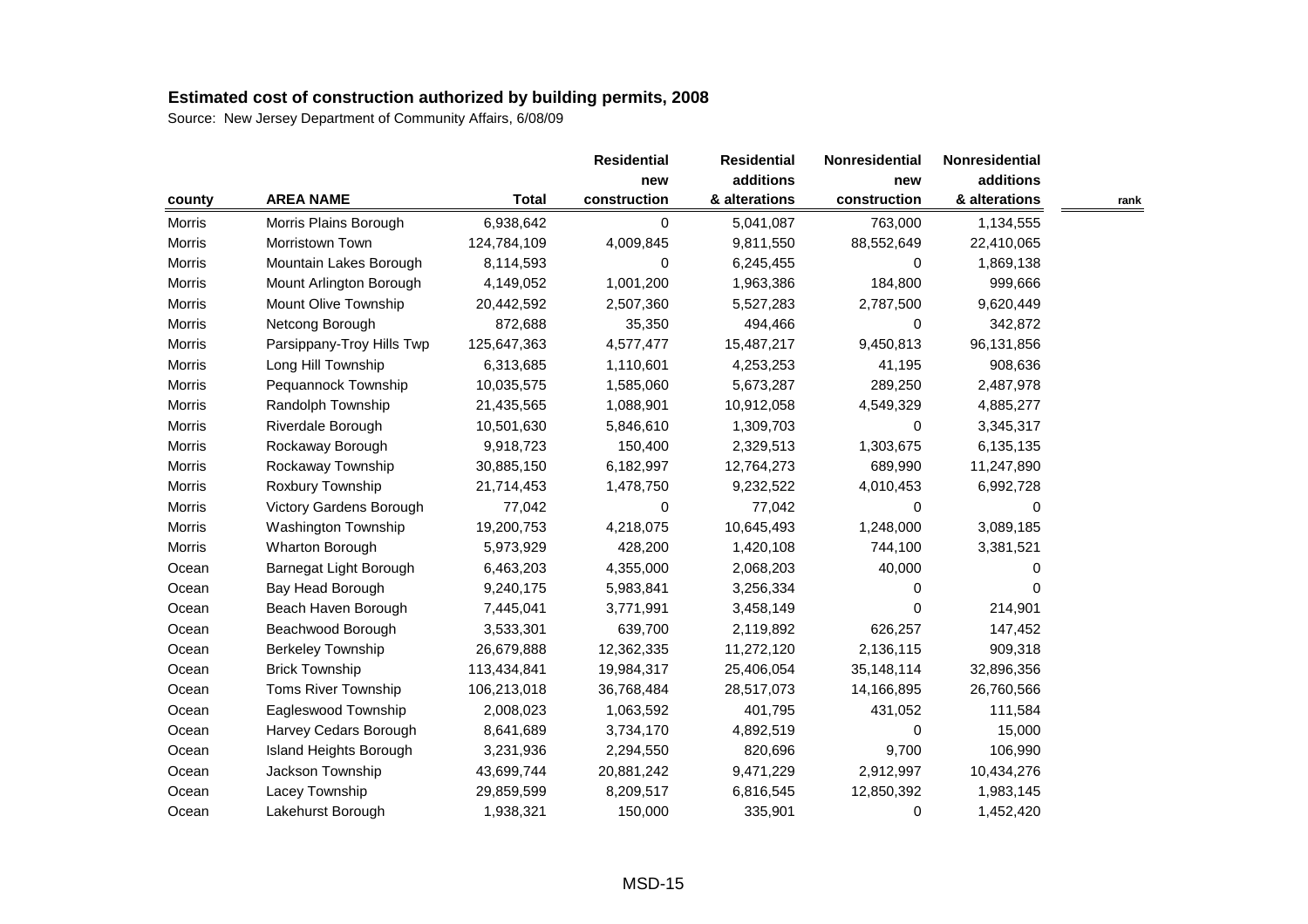**Estimated cost of construction authorized by building permits, 2008**

Source: New Jersey Department of Community Affairs, 6/08/09

| county | AREA NAME | Total | Residential new construction | Residential additions & alterations | Nonresidential new construction | Nonresidential additions & alterations | rank |
|---|---|---|---|---|---|---|---|
| Morris | Morris Plains Borough | 6,938,642 | 0 | 5,041,087 | 763,000 | 1,134,555 | |
| Morris | Morristown Town | 124,784,109 | 4,009,845 | 9,811,550 | 88,552,649 | 22,410,065 | |
| Morris | Mountain Lakes Borough | 8,114,593 | 0 | 6,245,455 | 0 | 1,869,138 | |
| Morris | Mount Arlington Borough | 4,149,052 | 1,001,200 | 1,963,386 | 184,800 | 999,666 | |
| Morris | Mount Olive Township | 20,442,592 | 2,507,360 | 5,527,283 | 2,787,500 | 9,620,449 | |
| Morris | Netcong Borough | 872,688 | 35,350 | 494,466 | 0 | 342,872 | |
| Morris | Parsippany-Troy Hills Twp | 125,647,363 | 4,577,477 | 15,487,217 | 9,450,813 | 96,131,856 | |
| Morris | Long Hill Township | 6,313,685 | 1,110,601 | 4,253,253 | 41,195 | 908,636 | |
| Morris | Pequannock Township | 10,035,575 | 1,585,060 | 5,673,287 | 289,250 | 2,487,978 | |
| Morris | Randolph Township | 21,435,565 | 1,088,901 | 10,912,058 | 4,549,329 | 4,885,277 | |
| Morris | Riverdale Borough | 10,501,630 | 5,846,610 | 1,309,703 | 0 | 3,345,317 | |
| Morris | Rockaway Borough | 9,918,723 | 150,400 | 2,329,513 | 1,303,675 | 6,135,135 | |
| Morris | Rockaway Township | 30,885,150 | 6,182,997 | 12,764,273 | 689,990 | 11,247,890 | |
| Morris | Roxbury Township | 21,714,453 | 1,478,750 | 9,232,522 | 4,010,453 | 6,992,728 | |
| Morris | Victory Gardens Borough | 77,042 | 0 | 77,042 | 0 | 0 | |
| Morris | Washington Township | 19,200,753 | 4,218,075 | 10,645,493 | 1,248,000 | 3,089,185 | |
| Morris | Wharton Borough | 5,973,929 | 428,200 | 1,420,108 | 744,100 | 3,381,521 | |
| Ocean | Barnegat Light Borough | 6,463,203 | 4,355,000 | 2,068,203 | 40,000 | 0 | |
| Ocean | Bay Head Borough | 9,240,175 | 5,983,841 | 3,256,334 | 0 | 0 | |
| Ocean | Beach Haven Borough | 7,445,041 | 3,771,991 | 3,458,149 | 0 | 214,901 | |
| Ocean | Beachwood Borough | 3,533,301 | 639,700 | 2,119,892 | 626,257 | 147,452 | |
| Ocean | Berkeley Township | 26,679,888 | 12,362,335 | 11,272,120 | 2,136,115 | 909,318 | |
| Ocean | Brick Township | 113,434,841 | 19,984,317 | 25,406,054 | 35,148,114 | 32,896,356 | |
| Ocean | Toms River Township | 106,213,018 | 36,768,484 | 28,517,073 | 14,166,895 | 26,760,566 | |
| Ocean | Eagleswood Township | 2,008,023 | 1,063,592 | 401,795 | 431,052 | 111,584 | |
| Ocean | Harvey Cedars Borough | 8,641,689 | 3,734,170 | 4,892,519 | 0 | 15,000 | |
| Ocean | Island Heights Borough | 3,231,936 | 2,294,550 | 820,696 | 9,700 | 106,990 | |
| Ocean | Jackson Township | 43,699,744 | 20,881,242 | 9,471,229 | 2,912,997 | 10,434,276 | |
| Ocean | Lacey Township | 29,859,599 | 8,209,517 | 6,816,545 | 12,850,392 | 1,983,145 | |
| Ocean | Lakehurst Borough | 1,938,321 | 150,000 | 335,901 | 0 | 1,452,420 | |

MSD-15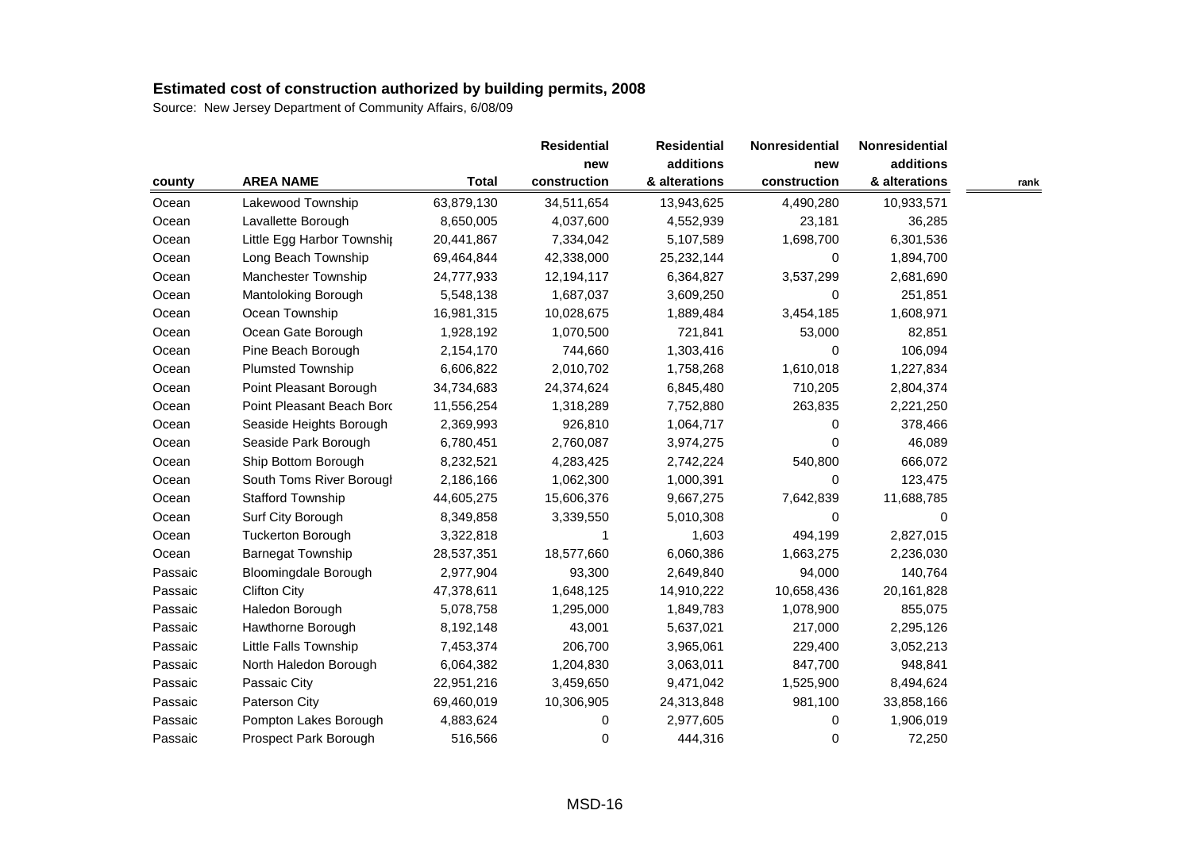# Estimated cost of construction authorized by building permits, 2008

Source: New Jersey Department of Community Affairs, 6/08/09

| county | AREA NAME | Total | Residential new construction | Residential additions & alterations | Nonresidential new construction | Nonresidential additions & alterations | rank |
|---|---|---|---|---|---|---|---|
| Ocean | Lakewood Township | 63,879,130 | 34,511,654 | 13,943,625 | 4,490,280 | 10,933,571 | |
| Ocean | Lavallette Borough | 8,650,005 | 4,037,600 | 4,552,939 | 23,181 | 36,285 | |
| Ocean | Little Egg Harbor Townshi | 20,441,867 | 7,334,042 | 5,107,589 | 1,698,700 | 6,301,536 | |
| Ocean | Long Beach Township | 69,464,844 | 42,338,000 | 25,232,144 | 0 | 1,894,700 | |
| Ocean | Manchester Township | 24,777,933 | 12,194,117 | 6,364,827 | 3,537,299 | 2,681,690 | |
| Ocean | Mantoloking Borough | 5,548,138 | 1,687,037 | 3,609,250 | 0 | 251,851 | |
| Ocean | Ocean Township | 16,981,315 | 10,028,675 | 1,889,484 | 3,454,185 | 1,608,971 | |
| Ocean | Ocean Gate Borough | 1,928,192 | 1,070,500 | 721,841 | 53,000 | 82,851 | |
| Ocean | Pine Beach Borough | 2,154,170 | 744,660 | 1,303,416 | 0 | 106,094 | |
| Ocean | Plumsted Township | 6,606,822 | 2,010,702 | 1,758,268 | 1,610,018 | 1,227,834 | |
| Ocean | Point Pleasant Borough | 34,734,683 | 24,374,624 | 6,845,480 | 710,205 | 2,804,374 | |
| Ocean | Point Pleasant Beach Borc | 11,556,254 | 1,318,289 | 7,752,880 | 263,835 | 2,221,250 | |
| Ocean | Seaside Heights Borough | 2,369,993 | 926,810 | 1,064,717 | 0 | 378,466 | |
| Ocean | Seaside Park Borough | 6,780,451 | 2,760,087 | 3,974,275 | 0 | 46,089 | |
| Ocean | Ship Bottom Borough | 8,232,521 | 4,283,425 | 2,742,224 | 540,800 | 666,072 | |
| Ocean | South Toms River Borough | 2,186,166 | 1,062,300 | 1,000,391 | 0 | 123,475 | |
| Ocean | Stafford Township | 44,605,275 | 15,606,376 | 9,667,275 | 7,642,839 | 11,688,785 | |
| Ocean | Surf City Borough | 8,349,858 | 3,339,550 | 5,010,308 | 0 | 0 | |
| Ocean | Tuckerton Borough | 3,322,818 | 1 | 1,603 | 494,199 | 2,827,015 | |
| Ocean | Barnegat Township | 28,537,351 | 18,577,660 | 6,060,386 | 1,663,275 | 2,236,030 | |
| Passaic | Bloomingdale Borough | 2,977,904 | 93,300 | 2,649,840 | 94,000 | 140,764 | |
| Passaic | Clifton City | 47,378,611 | 1,648,125 | 14,910,222 | 10,658,436 | 20,161,828 | |
| Passaic | Haledon Borough | 5,078,758 | 1,295,000 | 1,849,783 | 1,078,900 | 855,075 | |
| Passaic | Hawthorne Borough | 8,192,148 | 43,001 | 5,637,021 | 217,000 | 2,295,126 | |
| Passaic | Little Falls Township | 7,453,374 | 206,700 | 3,965,061 | 229,400 | 3,052,213 | |
| Passaic | North Haledon Borough | 6,064,382 | 1,204,830 | 3,063,011 | 847,700 | 948,841 | |
| Passaic | Passaic City | 22,951,216 | 3,459,650 | 9,471,042 | 1,525,900 | 8,494,624 | |
| Passaic | Paterson City | 69,460,019 | 10,306,905 | 24,313,848 | 981,100 | 33,858,166 | |
| Passaic | Pompton Lakes Borough | 4,883,624 | 0 | 2,977,605 | 0 | 1,906,019 | |
| Passaic | Prospect Park Borough | 516,566 | 0 | 444,316 | 0 | 72,250 | |

MSD-16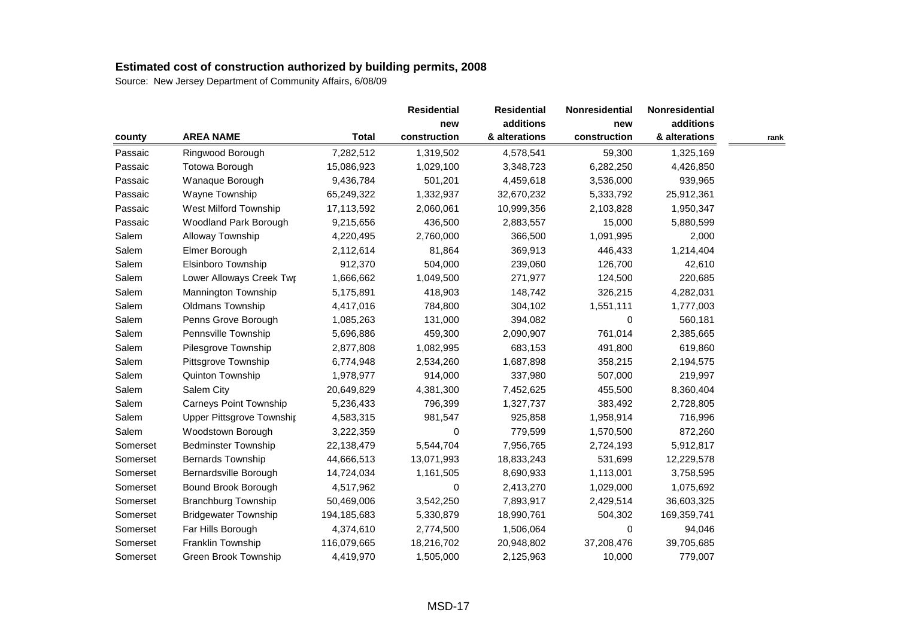**Estimated cost of construction authorized by building permits, 2008**

Source: New Jersey Department of Community Affairs, 6/08/09

| county | AREA NAME | Total | Residential new construction | Residential additions & alterations | Nonresidential new construction | Nonresidential additions & alterations | rank |
|---|---|---|---|---|---|---|---|
| Passaic | Ringwood Borough | 7,282,512 | 1,319,502 | 4,578,541 | 59,300 | 1,325,169 | |
| Passaic | Totowa Borough | 15,086,923 | 1,029,100 | 3,348,723 | 6,282,250 | 4,426,850 | |
| Passaic | Wanaque Borough | 9,436,784 | 501,201 | 4,459,618 | 3,536,000 | 939,965 | |
| Passaic | Wayne Township | 65,249,322 | 1,332,937 | 32,670,232 | 5,333,792 | 25,912,361 | |
| Passaic | West Milford Township | 17,113,592 | 2,060,061 | 10,999,356 | 2,103,828 | 1,950,347 | |
| Passaic | Woodland Park Borough | 9,215,656 | 436,500 | 2,883,557 | 15,000 | 5,880,599 | |
| Salem | Alloway Township | 4,220,495 | 2,760,000 | 366,500 | 1,091,995 | 2,000 | |
| Salem | Elmer Borough | 2,112,614 | 81,864 | 369,913 | 446,433 | 1,214,404 | |
| Salem | Elsinboro Township | 912,370 | 504,000 | 239,060 | 126,700 | 42,610 | |
| Salem | Lower Alloways Creek Twp | 1,666,662 | 1,049,500 | 271,977 | 124,500 | 220,685 | |
| Salem | Mannington Township | 5,175,891 | 418,903 | 148,742 | 326,215 | 4,282,031 | |
| Salem | Oldmans Township | 4,417,016 | 784,800 | 304,102 | 1,551,111 | 1,777,003 | |
| Salem | Penns Grove Borough | 1,085,263 | 131,000 | 394,082 | 0 | 560,181 | |
| Salem | Pennsville Township | 5,696,886 | 459,300 | 2,090,907 | 761,014 | 2,385,665 | |
| Salem | Pilesgrove Township | 2,877,808 | 1,082,995 | 683,153 | 491,800 | 619,860 | |
| Salem | Pittsgrove Township | 6,774,948 | 2,534,260 | 1,687,898 | 358,215 | 2,194,575 | |
| Salem | Quinton Township | 1,978,977 | 914,000 | 337,980 | 507,000 | 219,997 | |
| Salem | Salem City | 20,649,829 | 4,381,300 | 7,452,625 | 455,500 | 8,360,404 | |
| Salem | Carneys Point Township | 5,236,433 | 796,399 | 1,327,737 | 383,492 | 2,728,805 | |
| Salem | Upper Pittsgrove Township | 4,583,315 | 981,547 | 925,858 | 1,958,914 | 716,996 | |
| Salem | Woodstown Borough | 3,222,359 | 0 | 779,599 | 1,570,500 | 872,260 | |
| Somerset | Bedminster Township | 22,138,479 | 5,544,704 | 7,956,765 | 2,724,193 | 5,912,817 | |
| Somerset | Bernards Township | 44,666,513 | 13,071,993 | 18,833,243 | 531,699 | 12,229,578 | |
| Somerset | Bernardsville Borough | 14,724,034 | 1,161,505 | 8,690,933 | 1,113,001 | 3,758,595 | |
| Somerset | Bound Brook Borough | 4,517,962 | 0 | 2,413,270 | 1,029,000 | 1,075,692 | |
| Somerset | Branchburg Township | 50,469,006 | 3,542,250 | 7,893,917 | 2,429,514 | 36,603,325 | |
| Somerset | Bridgewater Township | 194,185,683 | 5,330,879 | 18,990,761 | 504,302 | 169,359,741 | |
| Somerset | Far Hills Borough | 4,374,610 | 2,774,500 | 1,506,064 | 0 | 94,046 | |
| Somerset | Franklin Township | 116,079,665 | 18,216,702 | 20,948,802 | 37,208,476 | 39,705,685 | |
| Somerset | Green Brook Township | 4,419,970 | 1,505,000 | 2,125,963 | 10,000 | 779,007 | |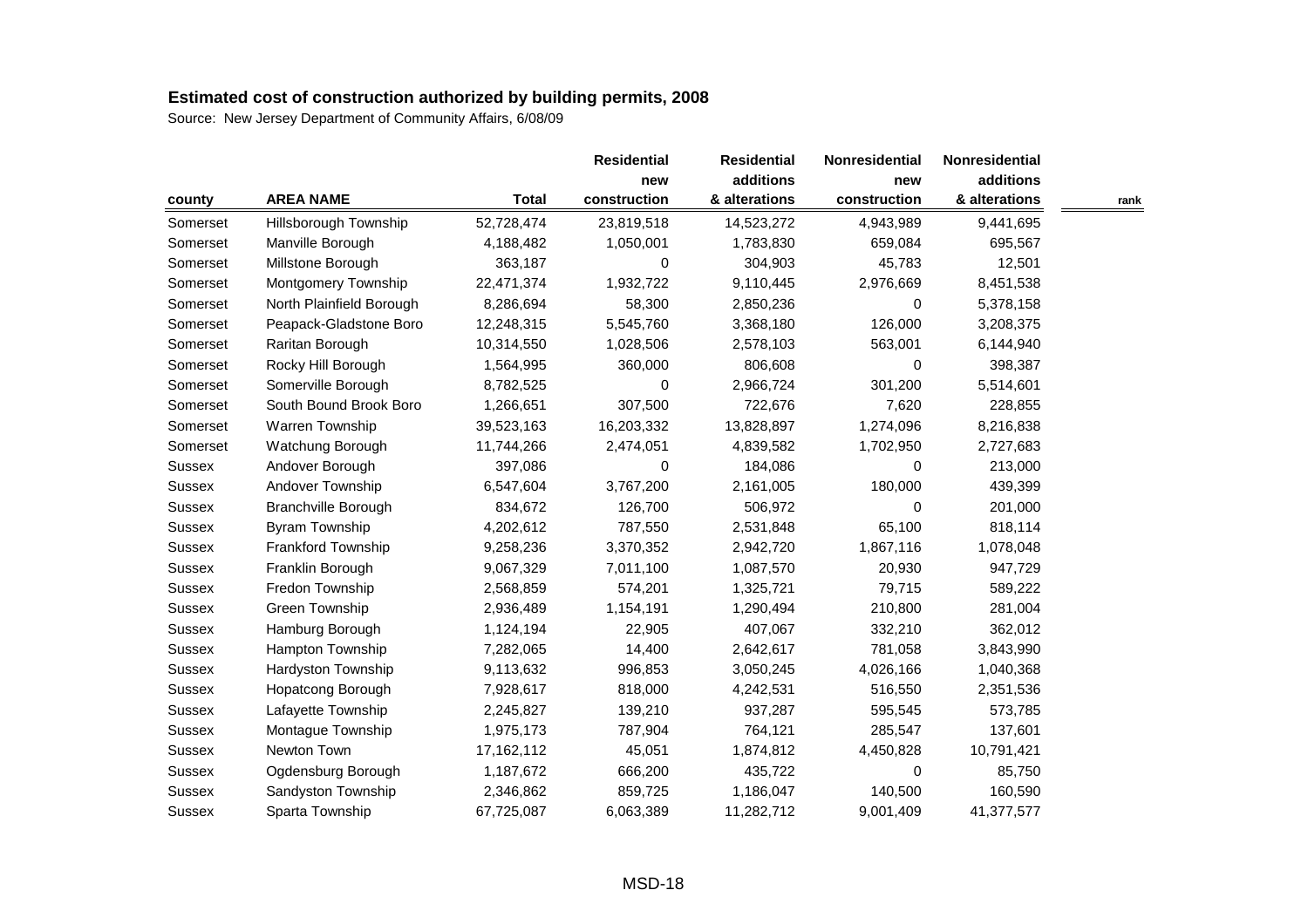**Estimated cost of construction authorized by building permits, 2008**

Source: New Jersey Department of Community Affairs, 6/08/09

| county | AREA NAME | Total | Residential new construction | Residential additions & alterations | Nonresidential new construction | Nonresidential additions & alterations | rank |
|---|---|---|---|---|---|---|---|
| Somerset | Hillsborough Township | 52,728,474 | 23,819,518 | 14,523,272 | 4,943,989 | 9,441,695 | |
| Somerset | Manville Borough | 4,188,482 | 1,050,001 | 1,783,830 | 659,084 | 695,567 | |
| Somerset | Millstone Borough | 363,187 | 0 | 304,903 | 45,783 | 12,501 | |
| Somerset | Montgomery Township | 22,471,374 | 1,932,722 | 9,110,445 | 2,976,669 | 8,451,538 | |
| Somerset | North Plainfield Borough | 8,286,694 | 58,300 | 2,850,236 | 0 | 5,378,158 | |
| Somerset | Peapack-Gladstone Boro | 12,248,315 | 5,545,760 | 3,368,180 | 126,000 | 3,208,375 | |
| Somerset | Raritan Borough | 10,314,550 | 1,028,506 | 2,578,103 | 563,001 | 6,144,940 | |
| Somerset | Rocky Hill Borough | 1,564,995 | 360,000 | 806,608 | 0 | 398,387 | |
| Somerset | Somerville Borough | 8,782,525 | 0 | 2,966,724 | 301,200 | 5,514,601 | |
| Somerset | South Bound Brook Boro | 1,266,651 | 307,500 | 722,676 | 7,620 | 228,855 | |
| Somerset | Warren Township | 39,523,163 | 16,203,332 | 13,828,897 | 1,274,096 | 8,216,838 | |
| Somerset | Watchung Borough | 11,744,266 | 2,474,051 | 4,839,582 | 1,702,950 | 2,727,683 | |
| Sussex | Andover Borough | 397,086 | 0 | 184,086 | 0 | 213,000 | |
| Sussex | Andover Township | 6,547,604 | 3,767,200 | 2,161,005 | 180,000 | 439,399 | |
| Sussex | Branchville Borough | 834,672 | 126,700 | 506,972 | 0 | 201,000 | |
| Sussex | Byram Township | 4,202,612 | 787,550 | 2,531,848 | 65,100 | 818,114 | |
| Sussex | Frankford Township | 9,258,236 | 3,370,352 | 2,942,720 | 1,867,116 | 1,078,048 | |
| Sussex | Franklin Borough | 9,067,329 | 7,011,100 | 1,087,570 | 20,930 | 947,729 | |
| Sussex | Fredon Township | 2,568,859 | 574,201 | 1,325,721 | 79,715 | 589,222 | |
| Sussex | Green Township | 2,936,489 | 1,154,191 | 1,290,494 | 210,800 | 281,004 | |
| Sussex | Hamburg Borough | 1,124,194 | 22,905 | 407,067 | 332,210 | 362,012 | |
| Sussex | Hampton Township | 7,282,065 | 14,400 | 2,642,617 | 781,058 | 3,843,990 | |
| Sussex | Hardyston Township | 9,113,632 | 996,853 | 3,050,245 | 4,026,166 | 1,040,368 | |
| Sussex | Hopatcong Borough | 7,928,617 | 818,000 | 4,242,531 | 516,550 | 2,351,536 | |
| Sussex | Lafayette Township | 2,245,827 | 139,210 | 937,287 | 595,545 | 573,785 | |
| Sussex | Montague Township | 1,975,173 | 787,904 | 764,121 | 285,547 | 137,601 | |
| Sussex | Newton Town | 17,162,112 | 45,051 | 1,874,812 | 4,450,828 | 10,791,421 | |
| Sussex | Ogdensburg Borough | 1,187,672 | 666,200 | 435,722 | 0 | 85,750 | |
| Sussex | Sandyston Township | 2,346,862 | 859,725 | 1,186,047 | 140,500 | 160,590 | |
| Sussex | Sparta Township | 67,725,087 | 6,063,389 | 11,282,712 | 9,001,409 | 41,377,577 | |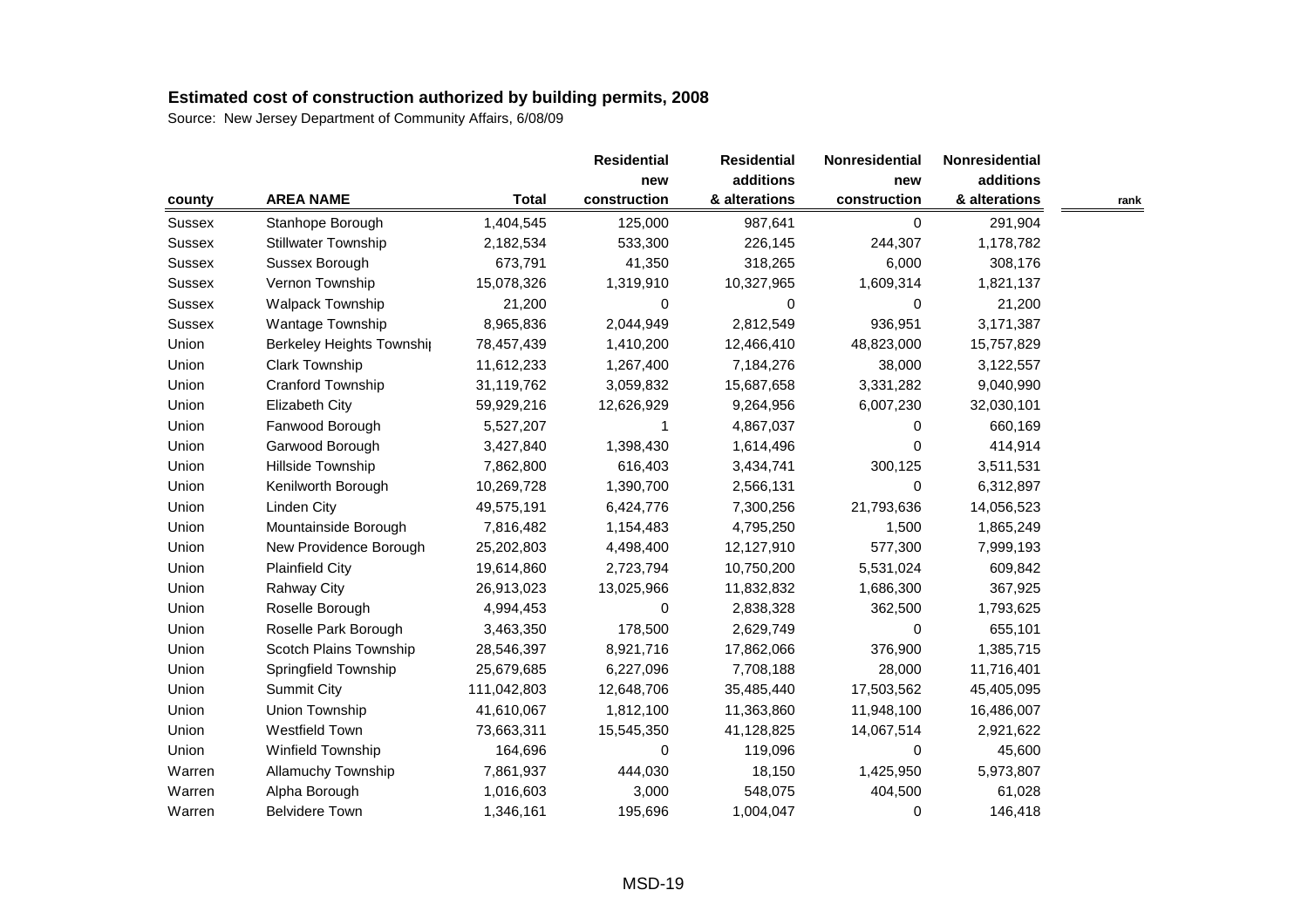## Estimated cost of construction authorized by building permits, 2008

Source: New Jersey Department of Community Affairs, 6/08/09

| county | AREA NAME | Total | Residential new construction | Residential additions & alterations | Nonresidential new construction | Nonresidential additions & alterations | rank |
|---|---|---|---|---|---|---|---|
| Sussex | Stanhope Borough | 1,404,545 | 125,000 | 987,641 | 0 | 291,904 | |
| Sussex | Stillwater Township | 2,182,534 | 533,300 | 226,145 | 244,307 | 1,178,782 | |
| Sussex | Sussex Borough | 673,791 | 41,350 | 318,265 | 6,000 | 308,176 | |
| Sussex | Vernon Township | 15,078,326 | 1,319,910 | 10,327,965 | 1,609,314 | 1,821,137 | |
| Sussex | Walpack Township | 21,200 | 0 | 0 | 0 | 21,200 | |
| Sussex | Wantage Township | 8,965,836 | 2,044,949 | 2,812,549 | 936,951 | 3,171,387 | |
| Union | Berkeley Heights Townshi | 78,457,439 | 1,410,200 | 12,466,410 | 48,823,000 | 15,757,829 | |
| Union | Clark Township | 11,612,233 | 1,267,400 | 7,184,276 | 38,000 | 3,122,557 | |
| Union | Cranford Township | 31,119,762 | 3,059,832 | 15,687,658 | 3,331,282 | 9,040,990 | |
| Union | Elizabeth City | 59,929,216 | 12,626,929 | 9,264,956 | 6,007,230 | 32,030,101 | |
| Union | Fanwood Borough | 5,527,207 | 1 | 4,867,037 | 0 | 660,169 | |
| Union | Garwood Borough | 3,427,840 | 1,398,430 | 1,614,496 | 0 | 414,914 | |
| Union | Hillside Township | 7,862,800 | 616,403 | 3,434,741 | 300,125 | 3,511,531 | |
| Union | Kenilworth Borough | 10,269,728 | 1,390,700 | 2,566,131 | 0 | 6,312,897 | |
| Union | Linden City | 49,575,191 | 6,424,776 | 7,300,256 | 21,793,636 | 14,056,523 | |
| Union | Mountainside Borough | 7,816,482 | 1,154,483 | 4,795,250 | 1,500 | 1,865,249 | |
| Union | New Providence Borough | 25,202,803 | 4,498,400 | 12,127,910 | 577,300 | 7,999,193 | |
| Union | Plainfield City | 19,614,860 | 2,723,794 | 10,750,200 | 5,531,024 | 609,842 | |
| Union | Rahway City | 26,913,023 | 13,025,966 | 11,832,832 | 1,686,300 | 367,925 | |
| Union | Roselle Borough | 4,994,453 | 0 | 2,838,328 | 362,500 | 1,793,625 | |
| Union | Roselle Park Borough | 3,463,350 | 178,500 | 2,629,749 | 0 | 655,101 | |
| Union | Scotch Plains Township | 28,546,397 | 8,921,716 | 17,862,066 | 376,900 | 1,385,715 | |
| Union | Springfield Township | 25,679,685 | 6,227,096 | 7,708,188 | 28,000 | 11,716,401 | |
| Union | Summit City | 111,042,803 | 12,648,706 | 35,485,440 | 17,503,562 | 45,405,095 | |
| Union | Union Township | 41,610,067 | 1,812,100 | 11,363,860 | 11,948,100 | 16,486,007 | |
| Union | Westfield Town | 73,663,311 | 15,545,350 | 41,128,825 | 14,067,514 | 2,921,622 | |
| Union | Winfield Township | 164,696 | 0 | 119,096 | 0 | 45,600 | |
| Warren | Allamuchy Township | 7,861,937 | 444,030 | 18,150 | 1,425,950 | 5,973,807 | |
| Warren | Alpha Borough | 1,016,603 | 3,000 | 548,075 | 404,500 | 61,028 | |
| Warren | Belvidere Town | 1,346,161 | 195,696 | 1,004,047 | 0 | 146,418 | |

MSD-19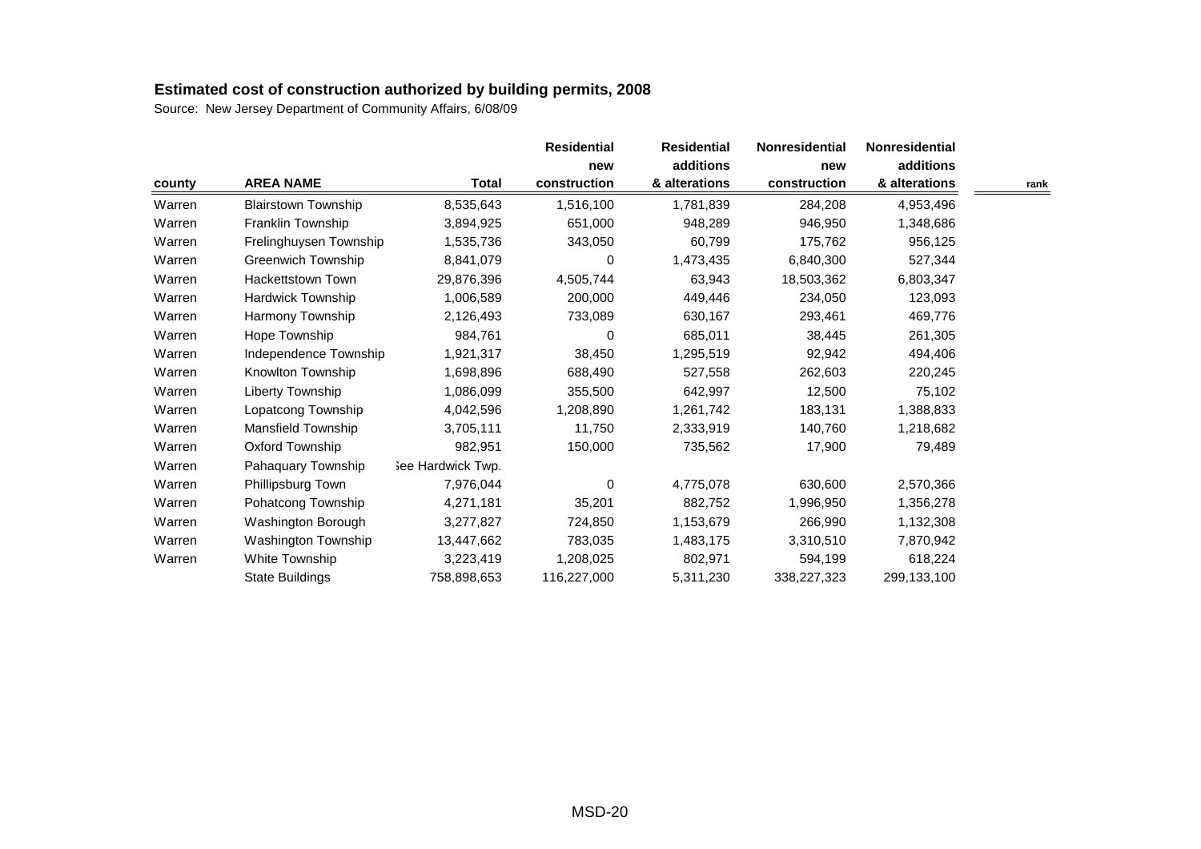## Estimated cost of construction authorized by building permits, 2008

Source: New Jersey Department of Community Affairs, 6/08/09

| county | AREA NAME | Total | Residential new construction | Residential additions & alterations | Nonresidential new construction | Nonresidential additions & alterations | rank |
|---|---|---|---|---|---|---|---|
| Warren | Blairstown Township | 8,535,643 | 1,516,100 | 1,781,839 | 284,208 | 4,953,496 | |
| Warren | Franklin Township | 3,894,925 | 651,000 | 948,289 | 946,950 | 1,348,686 | |
| Warren | Frelinghuysen Township | 1,535,736 | 343,050 | 60,799 | 175,762 | 956,125 | |
| Warren | Greenwich Township | 8,841,079 | 0 | 1,473,435 | 6,840,300 | 527,344 | |
| Warren | Hackettstown Town | 29,876,396 | 4,505,744 | 63,943 | 18,503,362 | 6,803,347 | |
| Warren | Hardwick Township | 1,006,589 | 200,000 | 449,446 | 234,050 | 123,093 | |
| Warren | Harmony Township | 2,126,493 | 733,089 | 630,167 | 293,461 | 469,776 | |
| Warren | Hope Township | 984,761 | 0 | 685,011 | 38,445 | 261,305 | |
| Warren | Independence Township | 1,921,317 | 38,450 | 1,295,519 | 92,942 | 494,406 | |
| Warren | Knowlton Township | 1,698,896 | 688,490 | 527,558 | 262,603 | 220,245 | |
| Warren | Liberty Township | 1,086,099 | 355,500 | 642,997 | 12,500 | 75,102 | |
| Warren | Lopatcong Township | 4,042,596 | 1,208,890 | 1,261,742 | 183,131 | 1,388,833 | |
| Warren | Mansfield Township | 3,705,111 | 11,750 | 2,333,919 | 140,760 | 1,218,682 | |
| Warren | Oxford Township | 982,951 | 150,000 | 735,562 | 17,900 | 79,489 | |
| Warren | Pahaquary Township | See Hardwick Twp. | | | | | |
| Warren | Phillipsburg Town | 7,976,044 | 0 | 4,775,078 | 630,600 | 2,570,366 | |
| Warren | Pohatcong Township | 4,271,181 | 35,201 | 882,752 | 1,996,950 | 1,356,278 | |
| Warren | Washington Borough | 3,277,827 | 724,850 | 1,153,679 | 266,990 | 1,132,308 | |
| Warren | Washington Township | 13,447,662 | 783,035 | 1,483,175 | 3,310,510 | 7,870,942 | |
| Warren | White Township | 3,223,419 | 1,208,025 | 802,971 | 594,199 | 618,224 | |
| | State Buildings | 758,898,653 | 116,227,000 | 5,311,230 | 338,227,323 | 299,133,100 | |

MSD-20